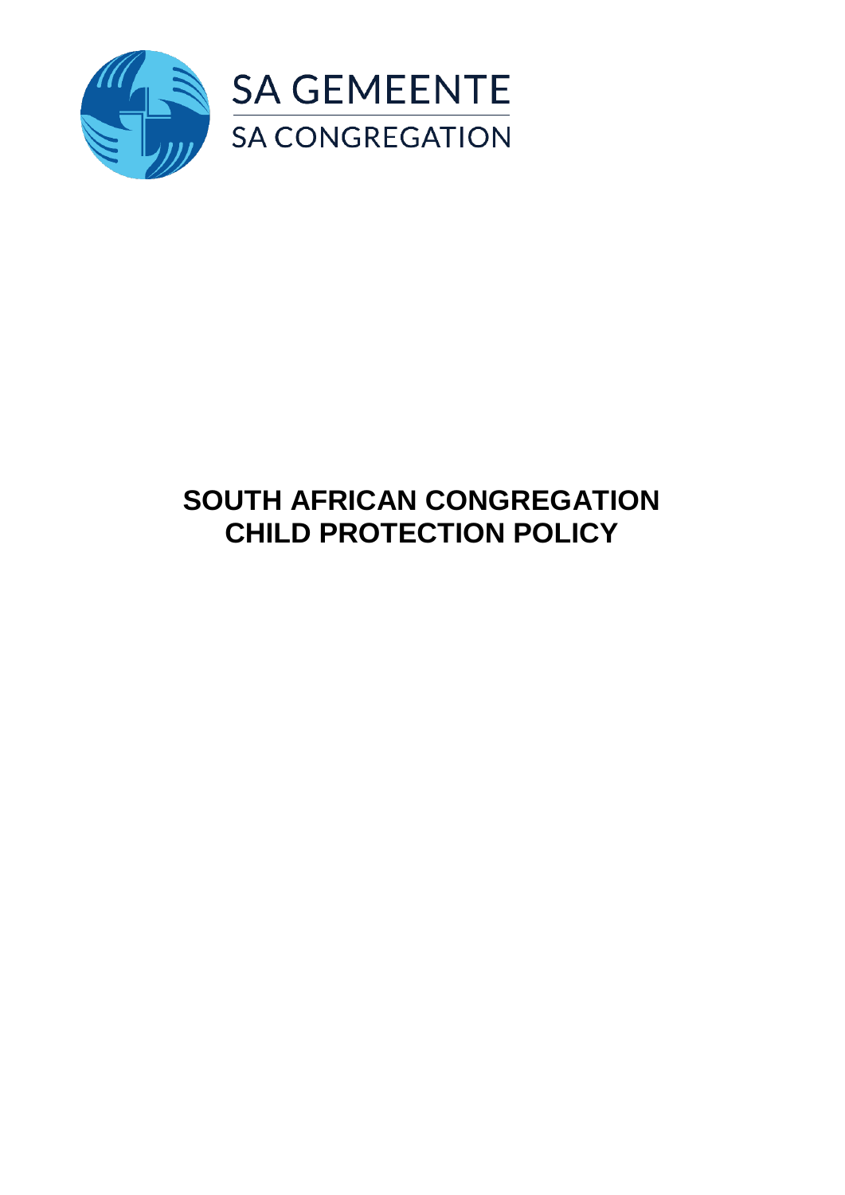SA GEMEENTE
SA CONGREGATION

# SOUTH AFRICAN CONGREGATION CHILD PROTECTION POLICY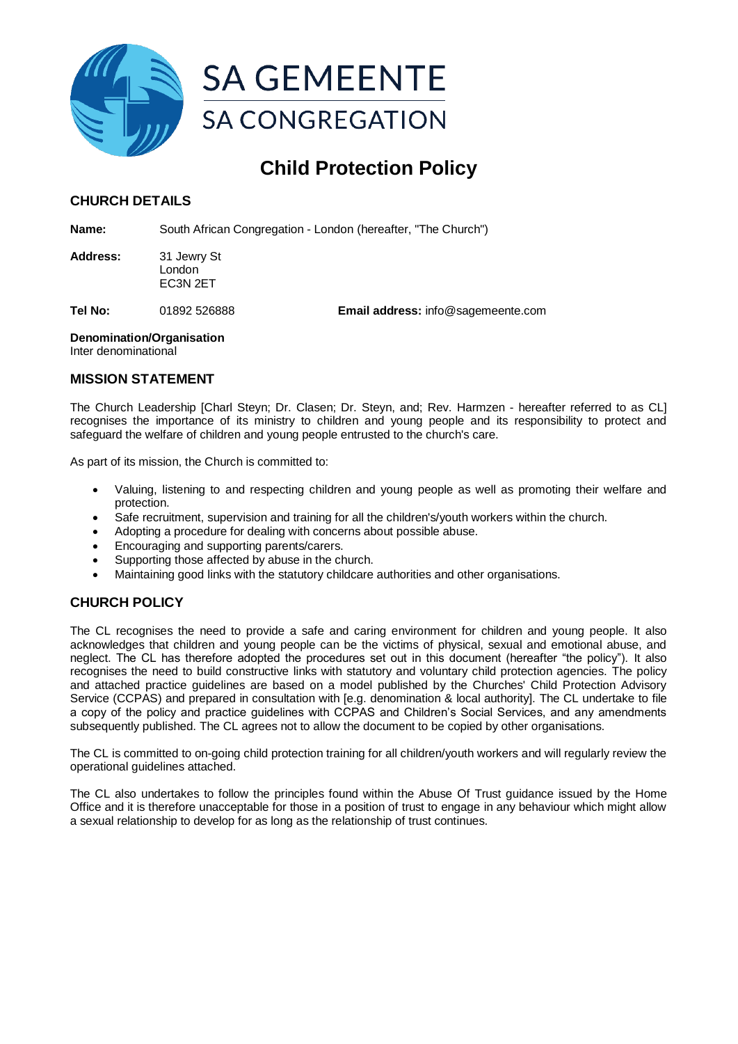# SA GEMEENTE
## SA CONGREGATION

# Child Protection Policy

## CHURCH DETAILS

**Name:** South African Congregation - London (hereafter, "The Church")

**Address:** 31 Jewry St
London
EC3N 2ET

**Tel No:** 01892 526888 **Email address:** info@sagemeente.com

**Denomination/Organisation**
Inter denominational

## MISSION STATEMENT

The Church Leadership [Charl Steyn; Dr. Clasen; Dr. Steyn, and; Rev. Harmzen - hereafter referred to as CL] recognises the importance of its ministry to children and young people and its responsibility to protect and safeguard the welfare of children and young people entrusted to the church's care.

As part of its mission, the Church is committed to:

- Valuing, listening to and respecting children and young people as well as promoting their welfare and protection.
- Safe recruitment, supervision and training for all the children's/youth workers within the church.
- Adopting a procedure for dealing with concerns about possible abuse.
- Encouraging and supporting parents/carers.
- Supporting those affected by abuse in the church.
- Maintaining good links with the statutory childcare authorities and other organisations.

## CHURCH POLICY

The CL recognises the need to provide a safe and caring environment for children and young people. It also acknowledges that children and young people can be the victims of physical, sexual and emotional abuse, and neglect. The CL has therefore adopted the procedures set out in this document (hereafter "the policy"). It also recognises the need to build constructive links with statutory and voluntary child protection agencies. The policy and attached practice guidelines are based on a model published by the Churches' Child Protection Advisory Service (CCPAS) and prepared in consultation with [e.g. denomination & local authority]. The CL undertake to file a copy of the policy and practice guidelines with CCPAS and Children's Social Services, and any amendments subsequently published. The CL agrees not to allow the document to be copied by other organisations.

The CL is committed to on-going child protection training for all children/youth workers and will regularly review the operational guidelines attached.

The CL also undertakes to follow the principles found within the Abuse Of Trust guidance issued by the Home Office and it is therefore unacceptable for those in a position of trust to engage in any behaviour which might allow a sexual relationship to develop for as long as the relationship of trust continues.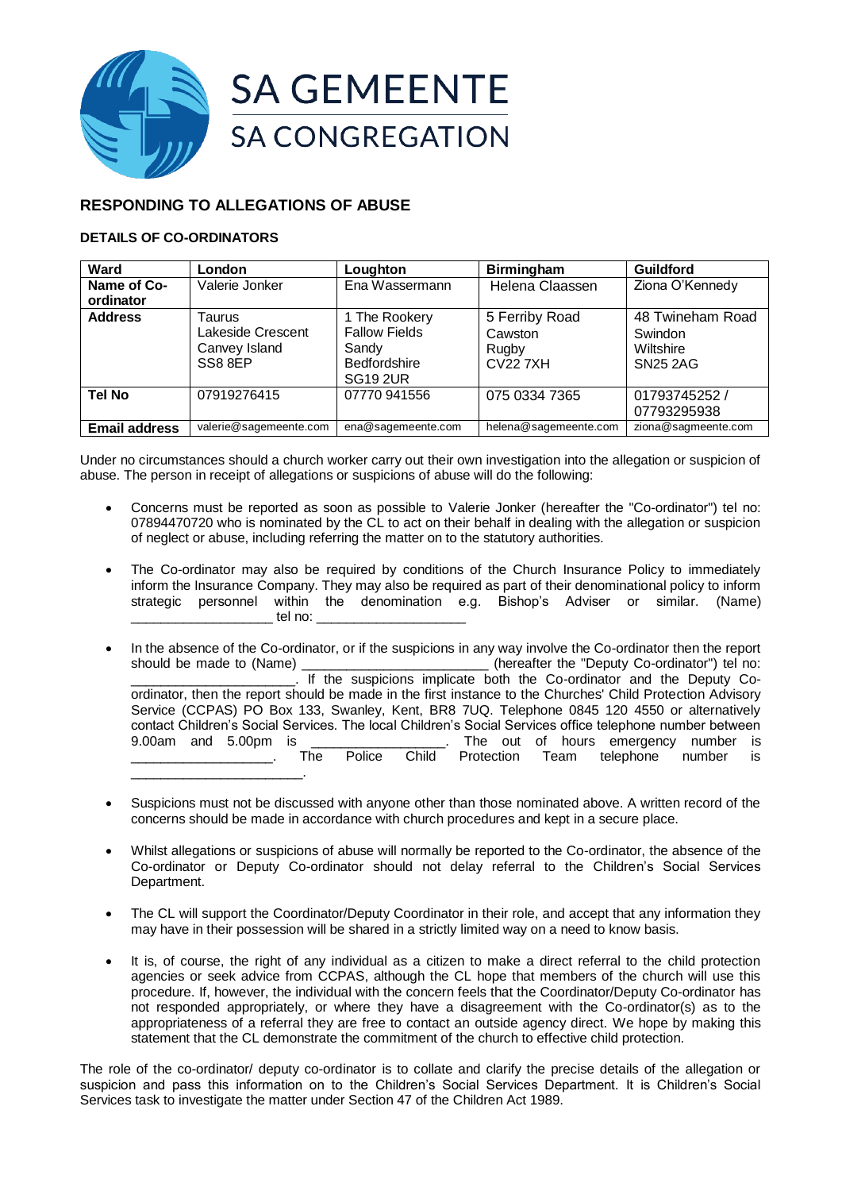SA GEMEENTE
SA CONGREGATION

## RESPONDING TO ALLEGATIONS OF ABUSE

### DETAILS OF CO-ORDINATORS

| Ward | London | Loughton | Birmingham | Guildford |
|---|---|---|---|---|
| Name of Co-ordinator | Valerie Jonker | Ena Wassermann | Helena Claassen | Ziona O'Kennedy |
| Address | Taurus<br>Lakeside Crescent<br>Canvey Island<br>SS8 8EP | 1 The Rookery<br>Fallow Fields<br>Sandy<br>Bedfordshire<br>SG19 2UR | 5 Ferriby Road<br>Cawston<br>Rugby<br>CV22 7XH | 48 Twineham Road<br>Swindon<br>Wiltshire<br>SN25 2AG |
| Tel No | 07919276415 | 07770 941556 | 075 0334 7365 | 01793745252 / 07793295938 |
| Email address | valerie@sagemeente.com | ena@sagemeente.com | helena@sagemeente.com | ziona@sagmeente.com |

Under no circumstances should a church worker carry out their own investigation into the allegation or suspicion of abuse. The person in receipt of allegations or suspicions of abuse will do the following:

- Concerns must be reported as soon as possible to Valerie Jonker (hereafter the "Co-ordinator") tel no: 07894470720 who is nominated by the CL to act on their behalf in dealing with the allegation or suspicion of neglect or abuse, including referring the matter on to the statutory authorities.

- The Co-ordinator may also be required by conditions of the Church Insurance Policy to immediately inform the Insurance Company. They may also be required as part of their denominational policy to inform strategic personnel within the denomination e.g. Bishop's Adviser or similar. (Name) ___________________ tel no: ____________________

- In the absence of the Co-ordinator, or if the suspicions in any way involve the Co-ordinator then the report should be made to (Name) ________________________ (hereafter the "Deputy Co-ordinator") tel no: ______________________. If the suspicions implicate both the Co-ordinator and the Deputy Co-ordinator, then the report should be made in the first instance to the Churches' Child Protection Advisory Service (CCPAS) PO Box 133, Swanley, Kent, BR8 7UQ. Telephone 0845 120 4550 or alternatively contact Children's Social Services. The local Children's Social Services office telephone number between 9.00am and 5.00pm is __________________. The out of hours emergency number is ___________________. The Police Child Protection Team telephone number is _______________________.

- Suspicions must not be discussed with anyone other than those nominated above. A written record of the concerns should be made in accordance with church procedures and kept in a secure place.

- Whilst allegations or suspicions of abuse will normally be reported to the Co-ordinator, the absence of the Co-ordinator or Deputy Co-ordinator should not delay referral to the Children's Social Services Department.

- The CL will support the Coordinator/Deputy Coordinator in their role, and accept that any information they may have in their possession will be shared in a strictly limited way on a need to know basis.

- It is, of course, the right of any individual as a citizen to make a direct referral to the child protection agencies or seek advice from CCPAS, although the CL hope that members of the church will use this procedure. If, however, the individual with the concern feels that the Coordinator/Deputy Co-ordinator has not responded appropriately, or where they have a disagreement with the Co-ordinator(s) as to the appropriateness of a referral they are free to contact an outside agency direct. We hope by making this statement that the CL demonstrate the commitment of the church to effective child protection.

The role of the co-ordinator/ deputy co-ordinator is to collate and clarify the precise details of the allegation or suspicion and pass this information on to the Children's Social Services Department. It is Children's Social Services task to investigate the matter under Section 47 of the Children Act 1989.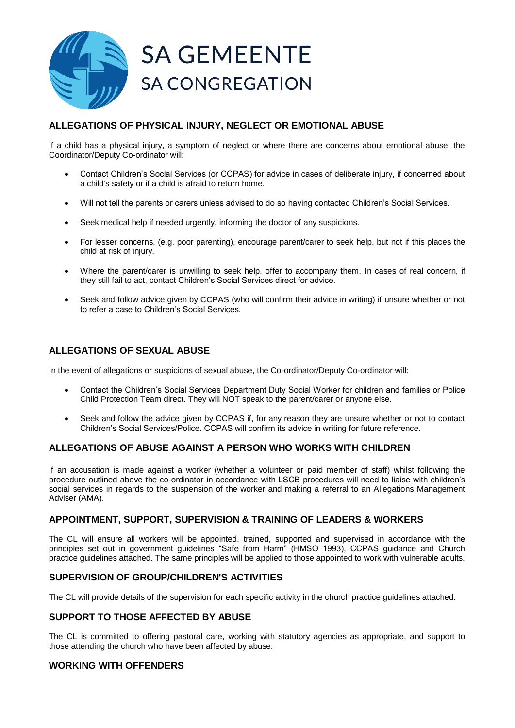## ALLEGATIONS OF PHYSICAL INJURY, NEGLECT OR EMOTIONAL ABUSE

If a child has a physical injury, a symptom of neglect or where there are concerns about emotional abuse, the Coordinator/Deputy Co-ordinator will:

- Contact Children's Social Services (or CCPAS) for advice in cases of deliberate injury, if concerned about a child's safety or if a child is afraid to return home.
- Will not tell the parents or carers unless advised to do so having contacted Children's Social Services.
- Seek medical help if needed urgently, informing the doctor of any suspicions.
- For lesser concerns, (e.g. poor parenting), encourage parent/carer to seek help, but not if this places the child at risk of injury.
- Where the parent/carer is unwilling to seek help, offer to accompany them. In cases of real concern, if they still fail to act, contact Children's Social Services direct for advice.
- Seek and follow advice given by CCPAS (who will confirm their advice in writing) if unsure whether or not to refer a case to Children's Social Services.

## ALLEGATIONS OF SEXUAL ABUSE

In the event of allegations or suspicions of sexual abuse, the Co-ordinator/Deputy Co-ordinator will:

- Contact the Children's Social Services Department Duty Social Worker for children and families or Police Child Protection Team direct. They will NOT speak to the parent/carer or anyone else.
- Seek and follow the advice given by CCPAS if, for any reason they are unsure whether or not to contact Children's Social Services/Police. CCPAS will confirm its advice in writing for future reference.

## ALLEGATIONS OF ABUSE AGAINST A PERSON WHO WORKS WITH CHILDREN

If an accusation is made against a worker (whether a volunteer or paid member of staff) whilst following the procedure outlined above the co-ordinator in accordance with LSCB procedures will need to liaise with children's social services in regards to the suspension of the worker and making a referral to an Allegations Management Adviser (AMA).

## APPOINTMENT, SUPPORT, SUPERVISION & TRAINING OF LEADERS & WORKERS

The CL will ensure all workers will be appointed, trained, supported and supervised in accordance with the principles set out in government guidelines "Safe from Harm" (HMSO 1993), CCPAS guidance and Church practice guidelines attached. The same principles will be applied to those appointed to work with vulnerable adults.

## SUPERVISION OF GROUP/CHILDREN'S ACTIVITIES

The CL will provide details of the supervision for each specific activity in the church practice guidelines attached.

## SUPPORT TO THOSE AFFECTED BY ABUSE

The CL is committed to offering pastoral care, working with statutory agencies as appropriate, and support to those attending the church who have been affected by abuse.

## WORKING WITH OFFENDERS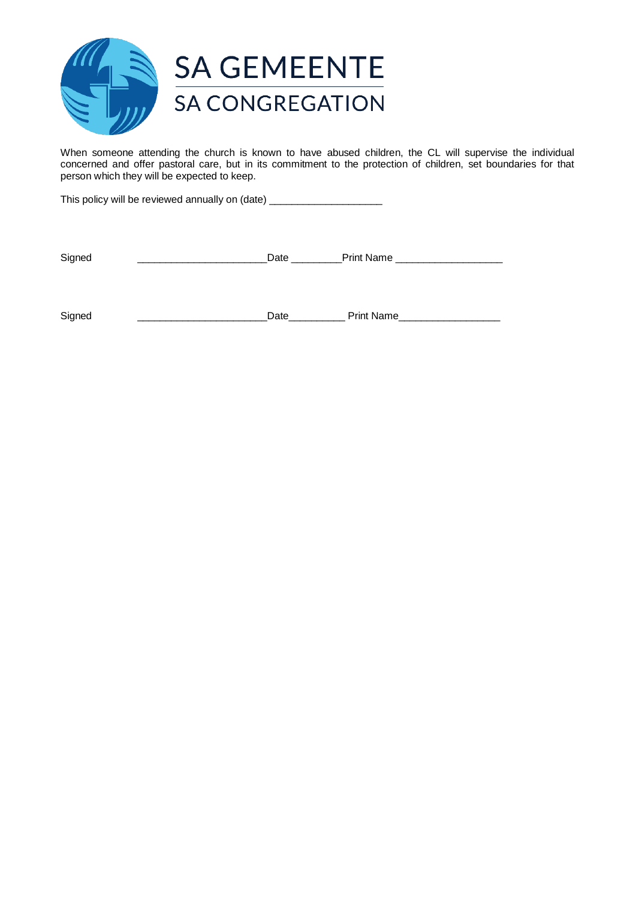When someone attending the church is known to have abused children, the CL will supervise the individual concerned and offer pastoral care, but in its commitment to the protection of children, set boundaries for that person which they will be expected to keep.

This policy will be reviewed annually on (date) ___________________

Signed ______________________ Date _________ Print Name ___________________

Signed ______________________ Date _________ Print Name __________________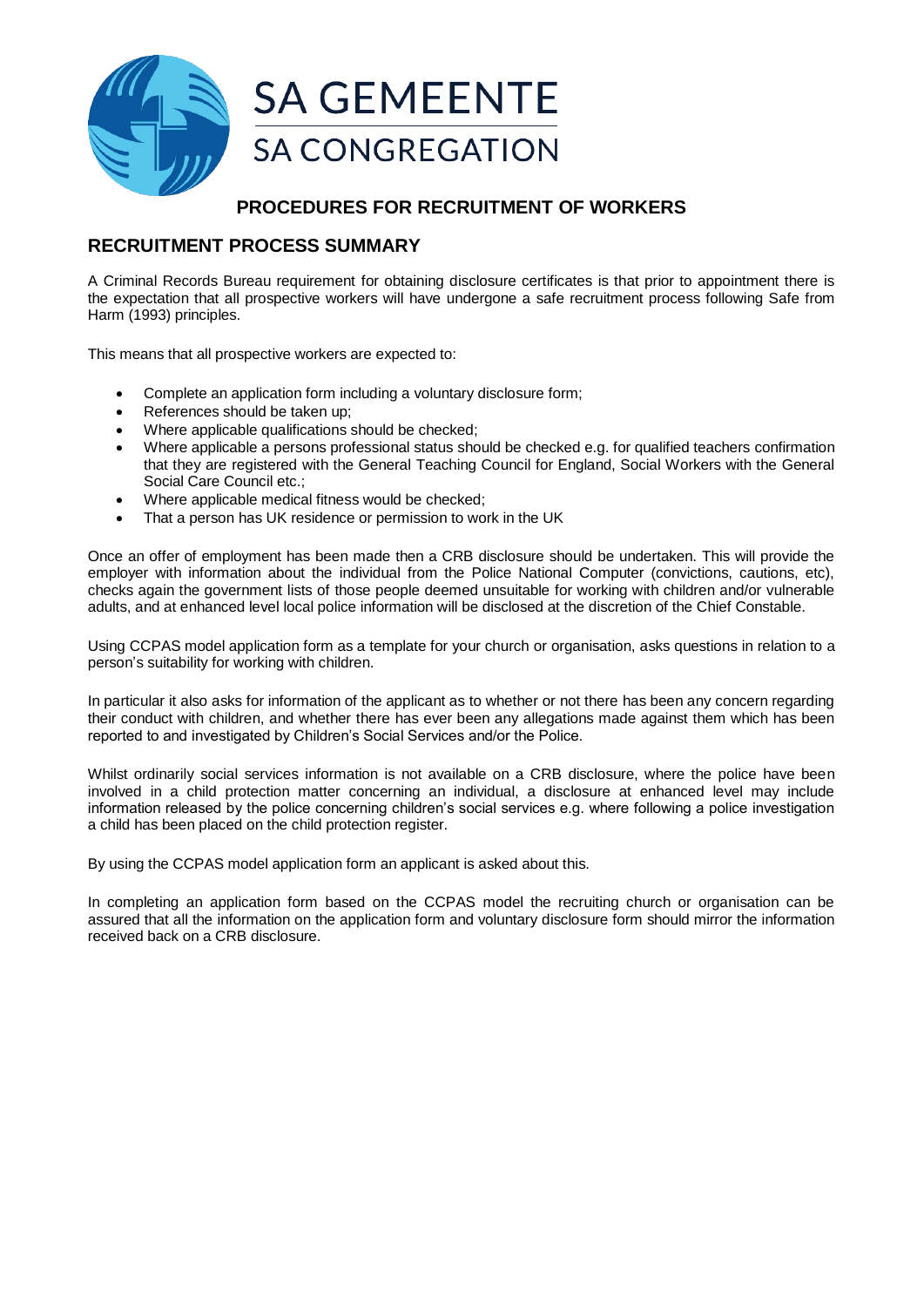# PROCEDURES FOR RECRUITMENT OF WORKERS

## RECRUITMENT PROCESS SUMMARY

A Criminal Records Bureau requirement for obtaining disclosure certificates is that prior to appointment there is the expectation that all prospective workers will have undergone a safe recruitment process following Safe from Harm (1993) principles.

This means that all prospective workers are expected to:

- Complete an application form including a voluntary disclosure form;
- References should be taken up;
- Where applicable qualifications should be checked;
- Where applicable a persons professional status should be checked e.g. for qualified teachers confirmation that they are registered with the General Teaching Council for England, Social Workers with the General Social Care Council etc.;
- Where applicable medical fitness would be checked;
- That a person has UK residence or permission to work in the UK

Once an offer of employment has been made then a CRB disclosure should be undertaken. This will provide the employer with information about the individual from the Police National Computer (convictions, cautions, etc), checks again the government lists of those people deemed unsuitable for working with children and/or vulnerable adults, and at enhanced level local police information will be disclosed at the discretion of the Chief Constable.

Using CCPAS model application form as a template for your church or organisation, asks questions in relation to a person's suitability for working with children.

In particular it also asks for information of the applicant as to whether or not there has been any concern regarding their conduct with children, and whether there has ever been any allegations made against them which has been reported to and investigated by Children's Social Services and/or the Police.

Whilst ordinarily social services information is not available on a CRB disclosure, where the police have been involved in a child protection matter concerning an individual, a disclosure at enhanced level may include information released by the police concerning children's social services e.g. where following a police investigation a child has been placed on the child protection register.

By using the CCPAS model application form an applicant is asked about this.

In completing an application form based on the CCPAS model the recruiting church or organisation can be assured that all the information on the application form and voluntary disclosure form should mirror the information received back on a CRB disclosure.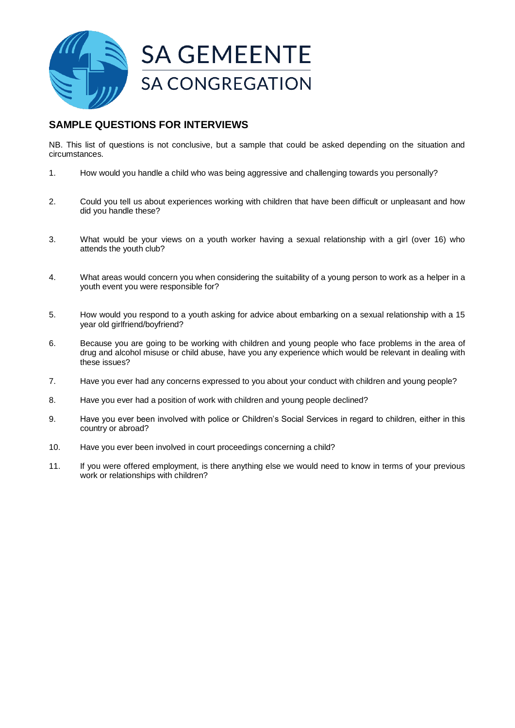SA GEMEENTE

SA CONGREGATION

## SAMPLE QUESTIONS FOR INTERVIEWS

NB. This list of questions is not conclusive, but a sample that could be asked depending on the situation and circumstances.

1. How would you handle a child who was being aggressive and challenging towards you personally?

2. Could you tell us about experiences working with children that have been difficult or unpleasant and how did you handle these?

3. What would be your views on a youth worker having a sexual relationship with a girl (over 16) who attends the youth club?

4. What areas would concern you when considering the suitability of a young person to work as a helper in a youth event you were responsible for?

5. How would you respond to a youth asking for advice about embarking on a sexual relationship with a 15 year old girlfriend/boyfriend?

6. Because you are going to be working with children and young people who face problems in the area of drug and alcohol misuse or child abuse, have you any experience which would be relevant in dealing with these issues?

7. Have you ever had any concerns expressed to you about your conduct with children and young people?

8. Have you ever had a position of work with children and young people declined?

9. Have you ever been involved with police or Children's Social Services in regard to children, either in this country or abroad?

10. Have you ever been involved in court proceedings concerning a child?

11. If you were offered employment, is there anything else we would need to know in terms of your previous work or relationships with children?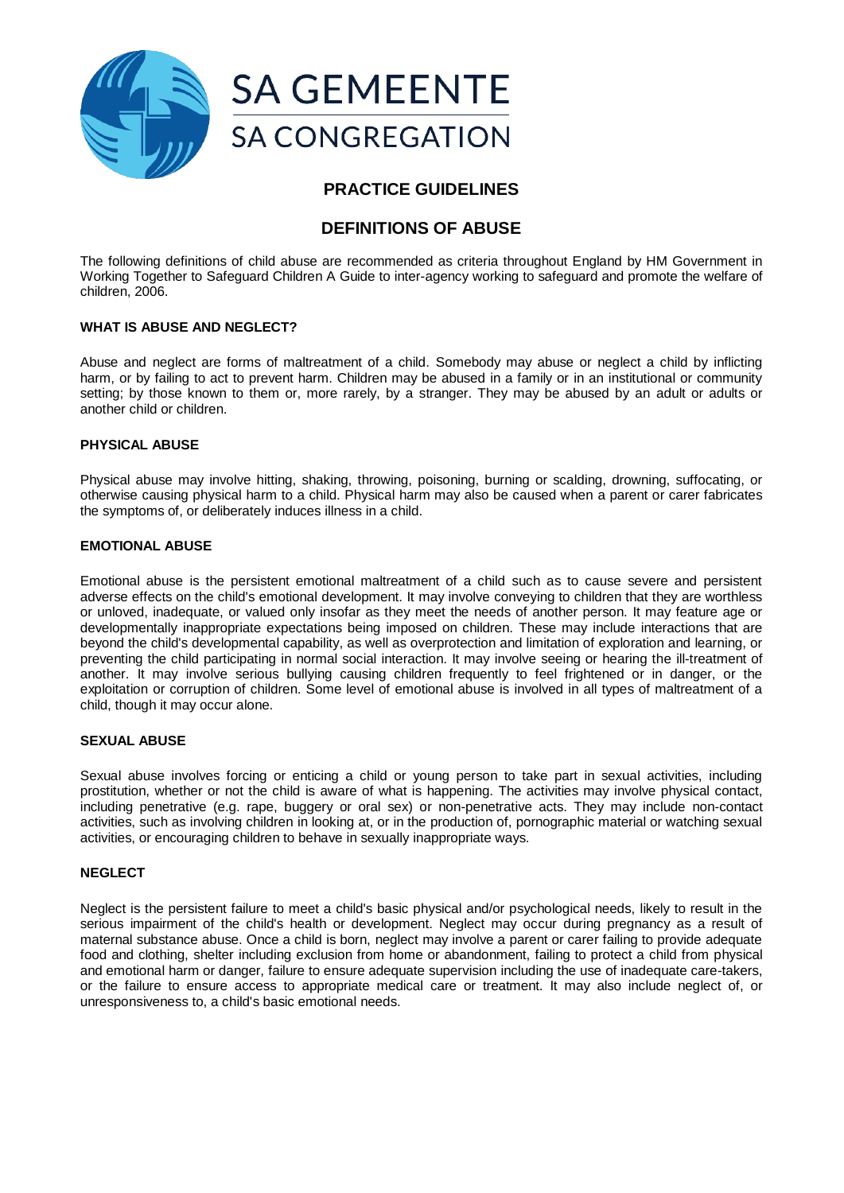SA GEMEENTE
SA CONGREGATION

# PRACTICE GUIDELINES

## DEFINITIONS OF ABUSE

The following definitions of child abuse are recommended as criteria throughout England by HM Government in Working Together to Safeguard Children A Guide to inter-agency working to safeguard and promote the welfare of children, 2006.

### WHAT IS ABUSE AND NEGLECT?

Abuse and neglect are forms of maltreatment of a child. Somebody may abuse or neglect a child by inflicting harm, or by failing to act to prevent harm. Children may be abused in a family or in an institutional or community setting; by those known to them or, more rarely, by a stranger. They may be abused by an adult or adults or another child or children.

### PHYSICAL ABUSE

Physical abuse may involve hitting, shaking, throwing, poisoning, burning or scalding, drowning, suffocating, or otherwise causing physical harm to a child. Physical harm may also be caused when a parent or carer fabricates the symptoms of, or deliberately induces illness in a child.

### EMOTIONAL ABUSE

Emotional abuse is the persistent emotional maltreatment of a child such as to cause severe and persistent adverse effects on the child's emotional development. It may involve conveying to children that they are worthless or unloved, inadequate, or valued only insofar as they meet the needs of another person. It may feature age or developmentally inappropriate expectations being imposed on children. These may include interactions that are beyond the child's developmental capability, as well as overprotection and limitation of exploration and learning, or preventing the child participating in normal social interaction. It may involve seeing or hearing the ill-treatment of another. It may involve serious bullying causing children frequently to feel frightened or in danger, or the exploitation or corruption of children. Some level of emotional abuse is involved in all types of maltreatment of a child, though it may occur alone.

### SEXUAL ABUSE

Sexual abuse involves forcing or enticing a child or young person to take part in sexual activities, including prostitution, whether or not the child is aware of what is happening. The activities may involve physical contact, including penetrative (e.g. rape, buggery or oral sex) or non-penetrative acts. They may include non-contact activities, such as involving children in looking at, or in the production of, pornographic material or watching sexual activities, or encouraging children to behave in sexually inappropriate ways.

### NEGLECT

Neglect is the persistent failure to meet a child's basic physical and/or psychological needs, likely to result in the serious impairment of the child's health or development. Neglect may occur during pregnancy as a result of maternal substance abuse. Once a child is born, neglect may involve a parent or carer failing to provide adequate food and clothing, shelter including exclusion from home or abandonment, failing to protect a child from physical and emotional harm or danger, failure to ensure adequate supervision including the use of inadequate care-takers, or the failure to ensure access to appropriate medical care or treatment. It may also include neglect of, or unresponsiveness to, a child's basic emotional needs.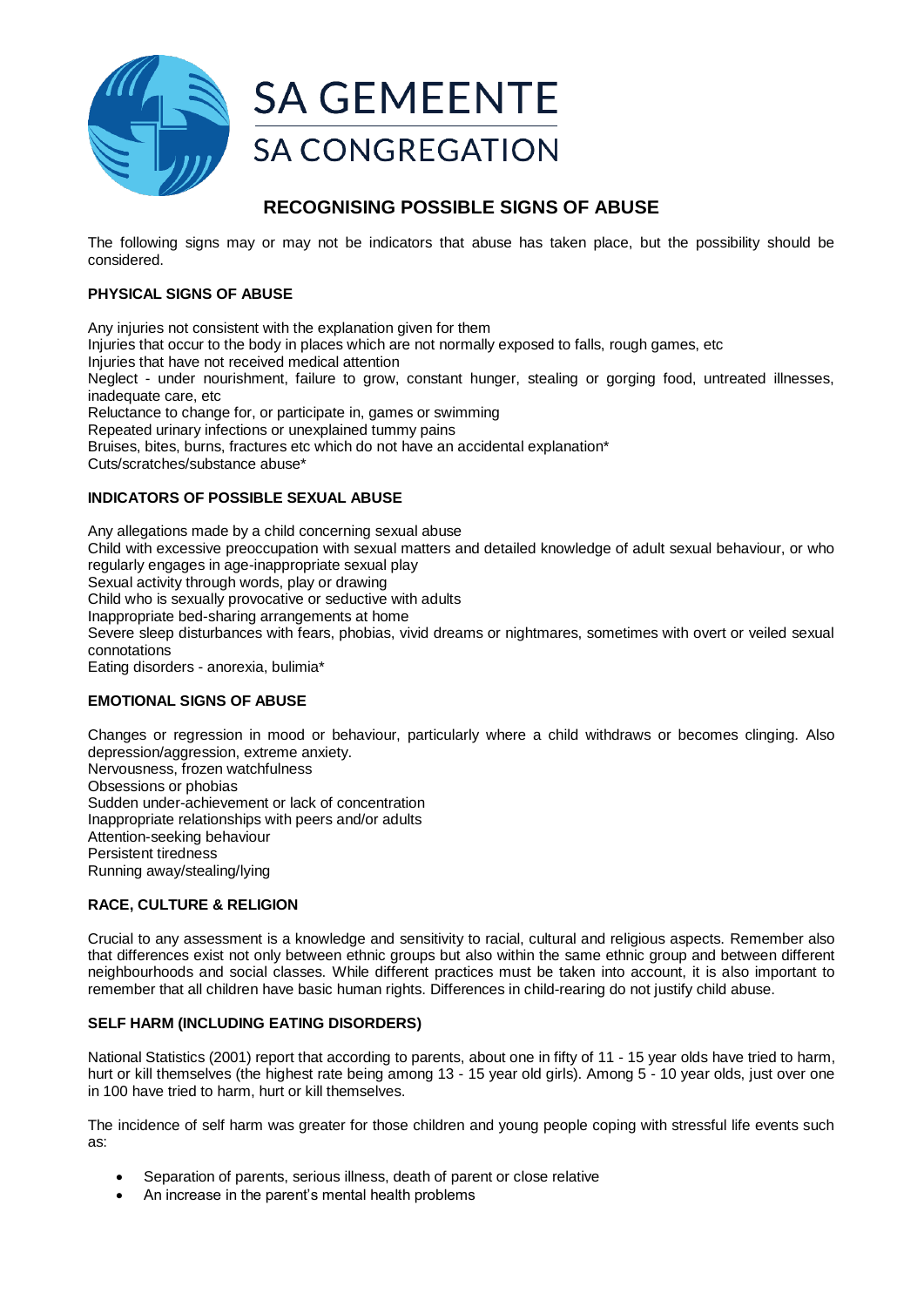SA GEMEENTE

SA CONGREGATION

## RECOGNISING POSSIBLE SIGNS OF ABUSE

The following signs may or may not be indicators that abuse has taken place, but the possibility should be considered.

### PHYSICAL SIGNS OF ABUSE

Any injuries not consistent with the explanation given for them
Injuries that occur to the body in places which are not normally exposed to falls, rough games, etc
Injuries that have not received medical attention
Neglect - under nourishment, failure to grow, constant hunger, stealing or gorging food, untreated illnesses, inadequate care, etc
Reluctance to change for, or participate in, games or swimming
Repeated urinary infections or unexplained tummy pains
Bruises, bites, burns, fractures etc which do not have an accidental explanation*
Cuts/scratches/substance abuse*

### INDICATORS OF POSSIBLE SEXUAL ABUSE

Any allegations made by a child concerning sexual abuse
Child with excessive preoccupation with sexual matters and detailed knowledge of adult sexual behaviour, or who regularly engages in age-inappropriate sexual play
Sexual activity through words, play or drawing
Child who is sexually provocative or seductive with adults
Inappropriate bed-sharing arrangements at home
Severe sleep disturbances with fears, phobias, vivid dreams or nightmares, sometimes with overt or veiled sexual connotations
Eating disorders - anorexia, bulimia*

### EMOTIONAL SIGNS OF ABUSE

Changes or regression in mood or behaviour, particularly where a child withdraws or becomes clinging. Also depression/aggression, extreme anxiety.
Nervousness, frozen watchfulness
Obsessions or phobias
Sudden under-achievement or lack of concentration
Inappropriate relationships with peers and/or adults
Attention-seeking behaviour
Persistent tiredness
Running away/stealing/lying

### RACE, CULTURE & RELIGION

Crucial to any assessment is a knowledge and sensitivity to racial, cultural and religious aspects. Remember also that differences exist not only between ethnic groups but also within the same ethnic group and between different neighbourhoods and social classes. While different practices must be taken into account, it is also important to remember that all children have basic human rights. Differences in child-rearing do not justify child abuse.

### SELF HARM (INCLUDING EATING DISORDERS)

National Statistics (2001) report that according to parents, about one in fifty of 11 - 15 year olds have tried to harm, hurt or kill themselves (the highest rate being among 13 - 15 year old girls). Among 5 - 10 year olds, just over one in 100 have tried to harm, hurt or kill themselves.

The incidence of self harm was greater for those children and young people coping with stressful life events such as:

- Separation of parents, serious illness, death of parent or close relative
- An increase in the parent's mental health problems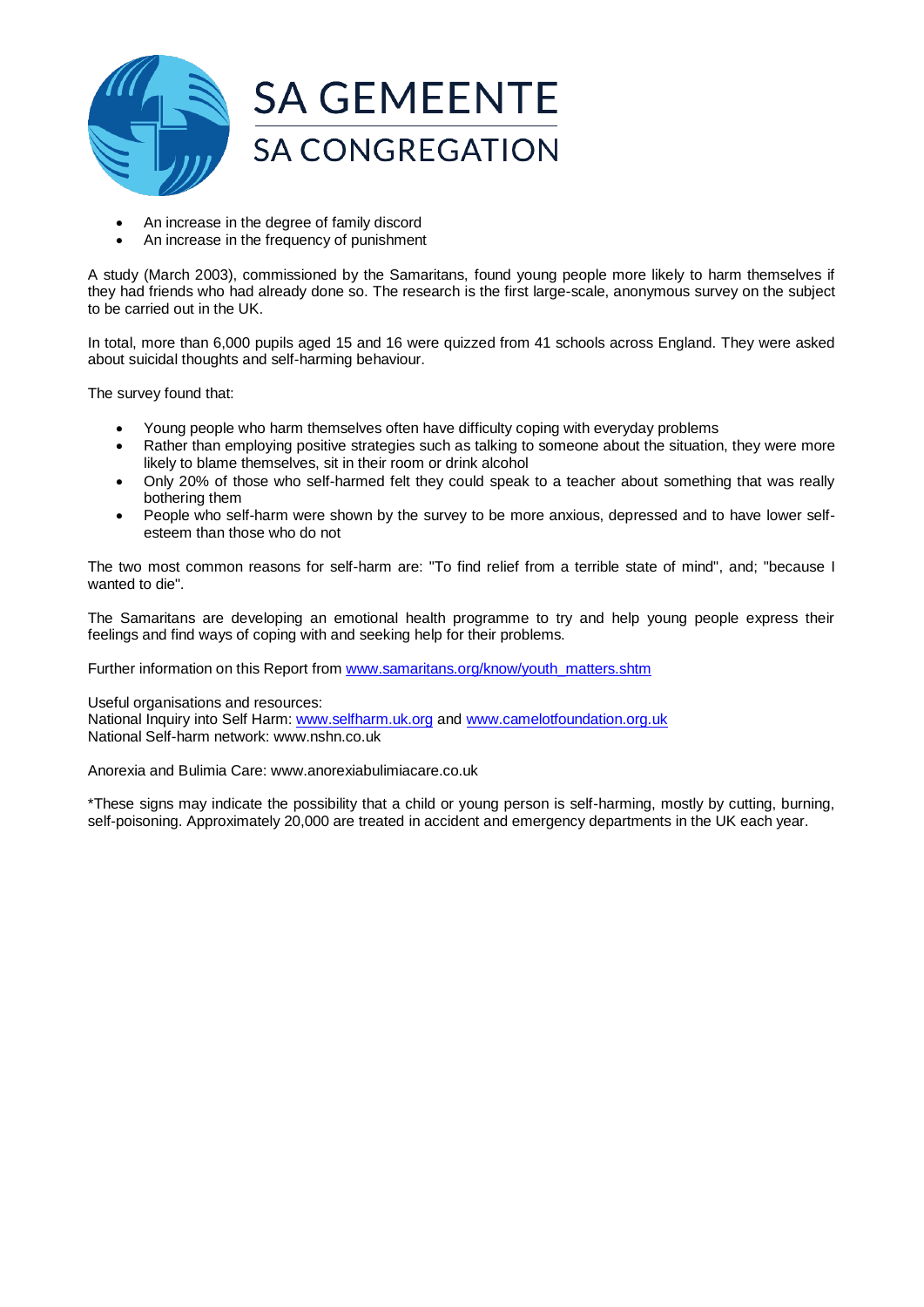- An increase in the degree of family discord
- An increase in the frequency of punishment

A study (March 2003), commissioned by the Samaritans, found young people more likely to harm themselves if they had friends who had already done so. The research is the first large-scale, anonymous survey on the subject to be carried out in the UK.

In total, more than 6,000 pupils aged 15 and 16 were quizzed from 41 schools across England. They were asked about suicidal thoughts and self-harming behaviour.

The survey found that:

- Young people who harm themselves often have difficulty coping with everyday problems
- Rather than employing positive strategies such as talking to someone about the situation, they were more likely to blame themselves, sit in their room or drink alcohol
- Only 20% of those who self-harmed felt they could speak to a teacher about something that was really bothering them
- People who self-harm were shown by the survey to be more anxious, depressed and to have lower self-esteem than those who do not

The two most common reasons for self-harm are: "To find relief from a terrible state of mind", and; "because I wanted to die".

The Samaritans are developing an emotional health programme to try and help young people express their feelings and find ways of coping with and seeking help for their problems.

Further information on this Report from www.samaritans.org/know/youth_matters.shtm

Useful organisations and resources:
National Inquiry into Self Harm: www.selfharm.uk.org and www.camelotfoundation.org.uk
National Self-harm network: www.nshn.co.uk

Anorexia and Bulimia Care: www.anorexiabulimiacare.co.uk

*These signs may indicate the possibility that a child or young person is self-harming, mostly by cutting, burning, self-poisoning. Approximately 20,000 are treated in accident and emergency departments in the UK each year.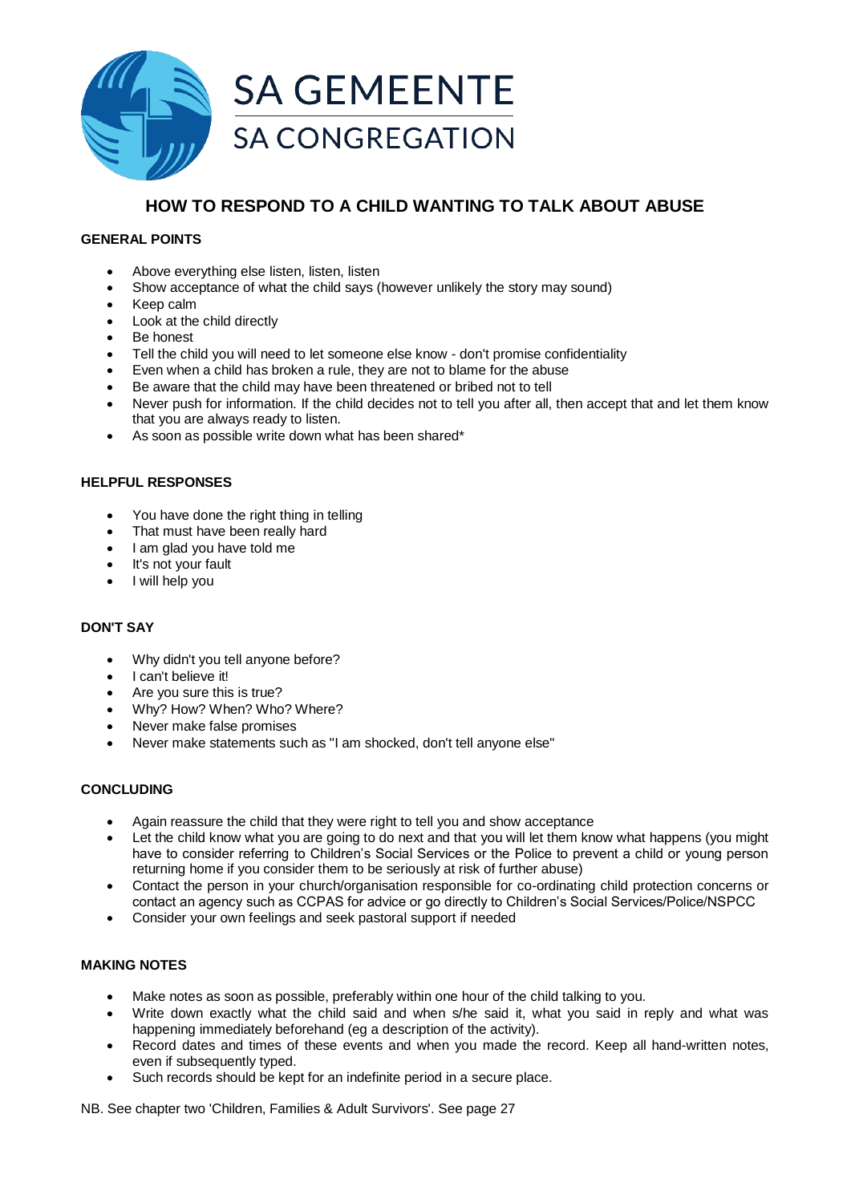SA GEMEENTE

SA CONGREGATION

# HOW TO RESPOND TO A CHILD WANTING TO TALK ABOUT ABUSE

## GENERAL POINTS

- Above everything else listen, listen, listen
- Show acceptance of what the child says (however unlikely the story may sound)
- Keep calm
- Look at the child directly
- Be honest
- Tell the child you will need to let someone else know - don't promise confidentiality
- Even when a child has broken a rule, they are not to blame for the abuse
- Be aware that the child may have been threatened or bribed not to tell
- Never push for information. If the child decides not to tell you after all, then accept that and let them know that you are always ready to listen.
- As soon as possible write down what has been shared*

## HELPFUL RESPONSES

- You have done the right thing in telling
- That must have been really hard
- I am glad you have told me
- It's not your fault
- I will help you

## DON'T SAY

- Why didn't you tell anyone before?
- I can't believe it!
- Are you sure this is true?
- Why? How? When? Who? Where?
- Never make false promises
- Never make statements such as "I am shocked, don't tell anyone else"

## CONCLUDING

- Again reassure the child that they were right to tell you and show acceptance
- Let the child know what you are going to do next and that you will let them know what happens (you might have to consider referring to Children's Social Services or the Police to prevent a child or young person returning home if you consider them to be seriously at risk of further abuse)
- Contact the person in your church/organisation responsible for co-ordinating child protection concerns or contact an agency such as CCPAS for advice or go directly to Children's Social Services/Police/NSPCC
- Consider your own feelings and seek pastoral support if needed

## MAKING NOTES

- Make notes as soon as possible, preferably within one hour of the child talking to you.
- Write down exactly what the child said and when s/he said it, what you said in reply and what was happening immediately beforehand (eg a description of the activity).
- Record dates and times of these events and when you made the record. Keep all hand-written notes, even if subsequently typed.
- Such records should be kept for an indefinite period in a secure place.

NB. See chapter two 'Children, Families & Adult Survivors'. See page 27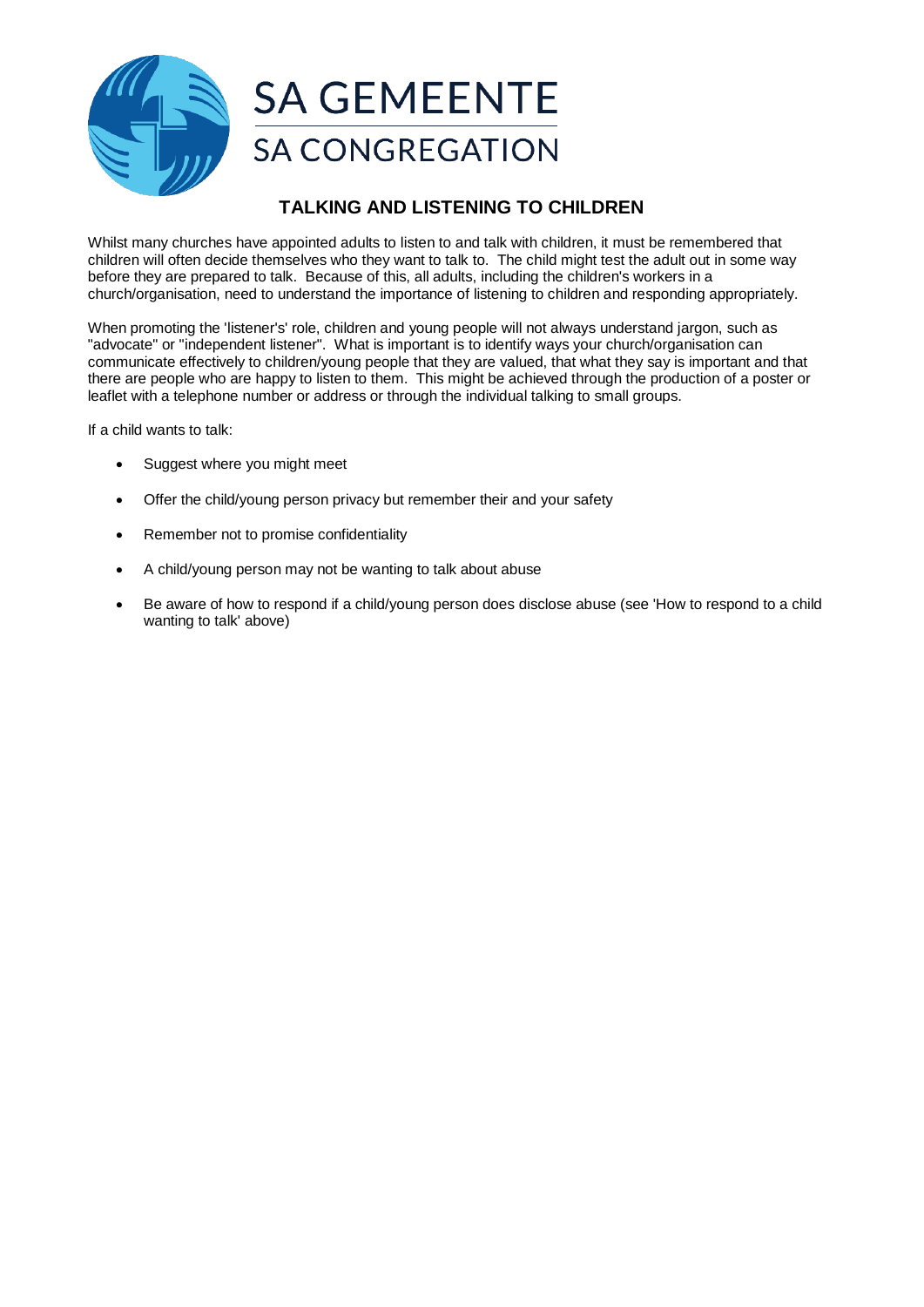SA GEMEENTE

SA CONGREGATION

## TALKING AND LISTENING TO CHILDREN

Whilst many churches have appointed adults to listen to and talk with children, it must be remembered that children will often decide themselves who they want to talk to. The child might test the adult out in some way before they are prepared to talk. Because of this, all adults, including the children's workers in a church/organisation, need to understand the importance of listening to children and responding appropriately.

When promoting the 'listener's' role, children and young people will not always understand jargon, such as "advocate" or "independent listener". What is important is to identify ways your church/organisation can communicate effectively to children/young people that they are valued, that what they say is important and that there are people who are happy to listen to them. This might be achieved through the production of a poster or leaflet with a telephone number or address or through the individual talking to small groups.

If a child wants to talk:

- Suggest where you might meet
- Offer the child/young person privacy but remember their and your safety
- Remember not to promise confidentiality
- A child/young person may not be wanting to talk about abuse
- Be aware of how to respond if a child/young person does disclose abuse (see 'How to respond to a child wanting to talk' above)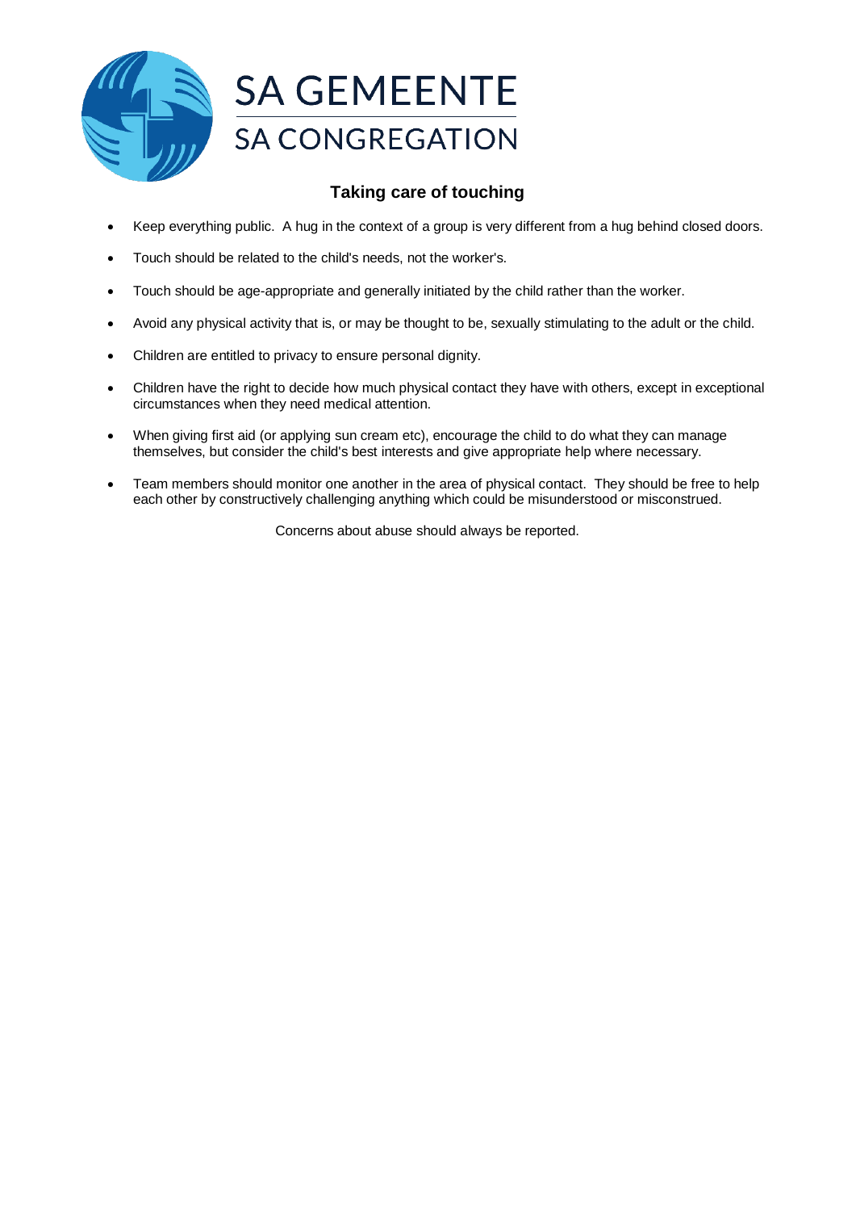SA GEMEENTE
SA CONGREGATION

## Taking care of touching

- Keep everything public. A hug in the context of a group is very different from a hug behind closed doors.
- Touch should be related to the child's needs, not the worker's.
- Touch should be age-appropriate and generally initiated by the child rather than the worker.
- Avoid any physical activity that is, or may be thought to be, sexually stimulating to the adult or the child.
- Children are entitled to privacy to ensure personal dignity.
- Children have the right to decide how much physical contact they have with others, except in exceptional circumstances when they need medical attention.
- When giving first aid (or applying sun cream etc), encourage the child to do what they can manage themselves, but consider the child's best interests and give appropriate help where necessary.
- Team members should monitor one another in the area of physical contact. They should be free to help each other by constructively challenging anything which could be misunderstood or misconstrued.

Concerns about abuse should always be reported.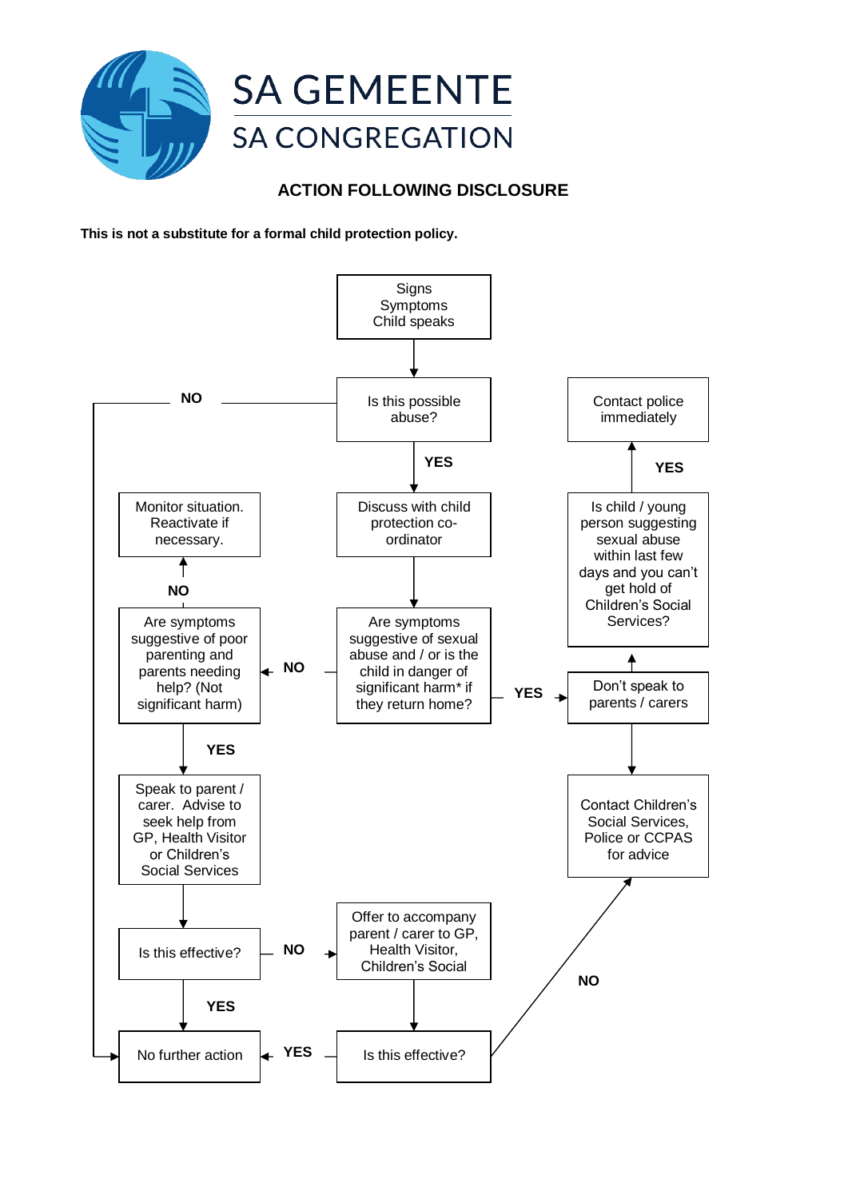SA GEMEENTE

SA CONGREGATION

## ACTION FOLLOWING DISCLOSURE

**This is not a substitute for a formal child protection policy.**

Signs
Symptoms
Child speaks

Is this possible abuse?

NO → No further action

YES → Discuss with child protection co-ordinator

Are symptoms suggestive of sexual abuse and / or is the child in danger of significant harm* if they return home?

YES → Don't speak to parents / carers

Don't speak to parents / carers → Is child / young person suggesting sexual abuse within last few days and you can't get hold of Children's Social Services?

YES → Contact police immediately

Don't speak to parents / carers → Contact Children's Social Services, Police or CCPAS for advice

NO → Are symptoms suggestive of poor parenting and parents needing help? (Not significant harm)

NO → Monitor situation. Reactivate if necessary.

YES → Speak to parent / carer. Advise to seek help from GP, Health Visitor or Children's Social Services

Is this effective?

YES → No further action

NO → Offer to accompany parent / carer to GP, Health Visitor, Children's Social

Is this effective?

YES → No further action

NO → Contact Children's Social Services, Police or CCPAS for advice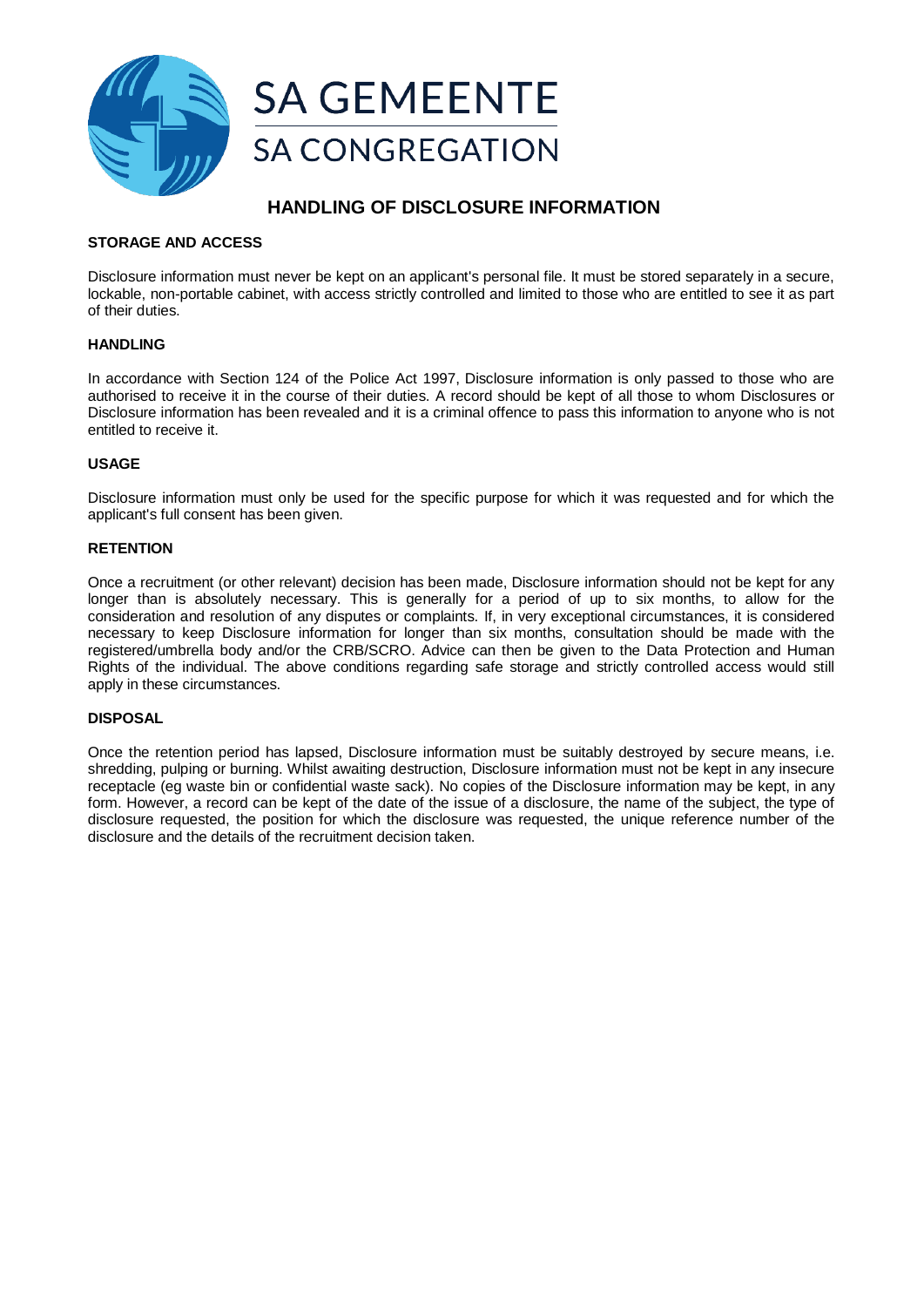SA GEMEENTE

SA CONGREGATION

# HANDLING OF DISCLOSURE INFORMATION

## STORAGE AND ACCESS

Disclosure information must never be kept on an applicant's personal file. It must be stored separately in a secure, lockable, non-portable cabinet, with access strictly controlled and limited to those who are entitled to see it as part of their duties.

## HANDLING

In accordance with Section 124 of the Police Act 1997, Disclosure information is only passed to those who are authorised to receive it in the course of their duties. A record should be kept of all those to whom Disclosures or Disclosure information has been revealed and it is a criminal offence to pass this information to anyone who is not entitled to receive it.

## USAGE

Disclosure information must only be used for the specific purpose for which it was requested and for which the applicant's full consent has been given.

## RETENTION

Once a recruitment (or other relevant) decision has been made, Disclosure information should not be kept for any longer than is absolutely necessary. This is generally for a period of up to six months, to allow for the consideration and resolution of any disputes or complaints. If, in very exceptional circumstances, it is considered necessary to keep Disclosure information for longer than six months, consultation should be made with the registered/umbrella body and/or the CRB/SCRO. Advice can then be given to the Data Protection and Human Rights of the individual. The above conditions regarding safe storage and strictly controlled access would still apply in these circumstances.

## DISPOSAL

Once the retention period has lapsed, Disclosure information must be suitably destroyed by secure means, i.e. shredding, pulping or burning. Whilst awaiting destruction, Disclosure information must not be kept in any insecure receptacle (eg waste bin or confidential waste sack). No copies of the Disclosure information may be kept, in any form. However, a record can be kept of the date of the issue of a disclosure, the name of the subject, the type of disclosure requested, the position for which the disclosure was requested, the unique reference number of the disclosure and the details of the recruitment decision taken.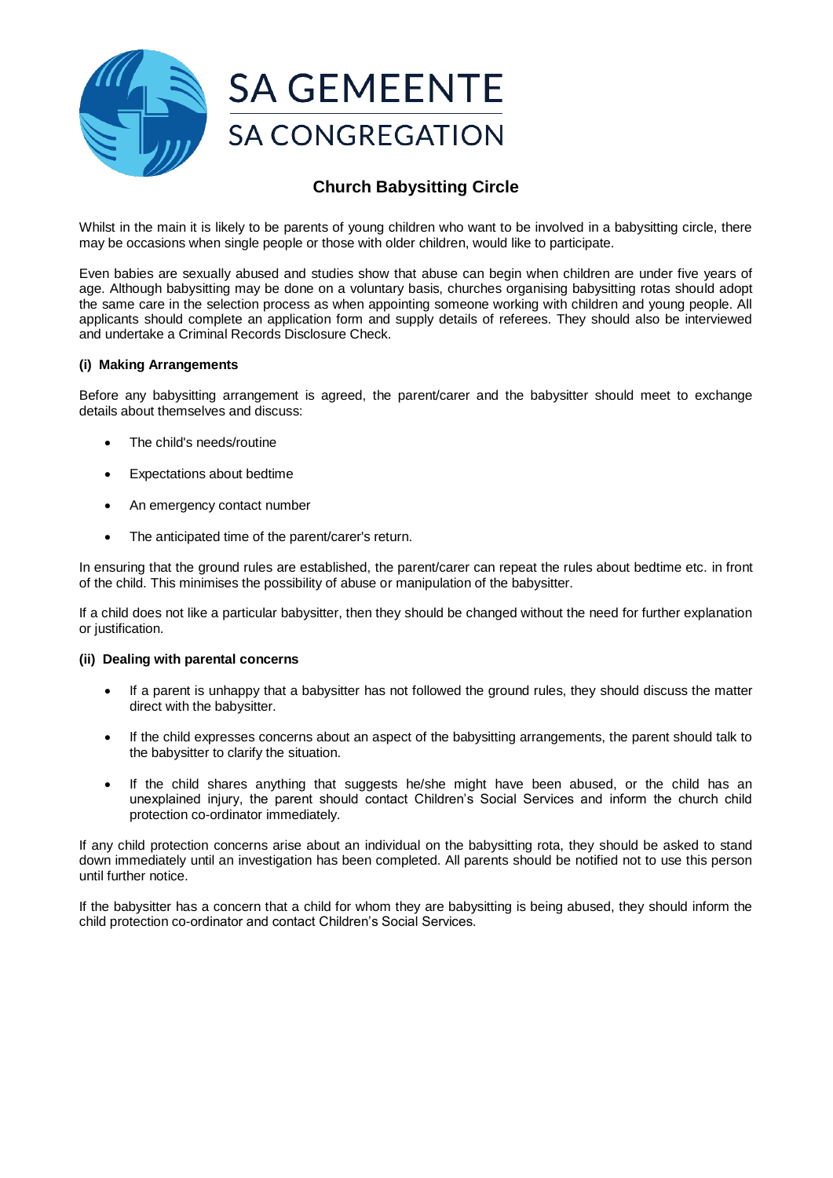SA GEMEENTE
SA CONGREGATION

## Church Babysitting Circle

Whilst in the main it is likely to be parents of young children who want to be involved in a babysitting circle, there may be occasions when single people or those with older children, would like to participate.

Even babies are sexually abused and studies show that abuse can begin when children are under five years of age. Although babysitting may be done on a voluntary basis, churches organising babysitting rotas should adopt the same care in the selection process as when appointing someone working with children and young people. All applicants should complete an application form and supply details of referees. They should also be interviewed and undertake a Criminal Records Disclosure Check.

#### (i) Making Arrangements

Before any babysitting arrangement is agreed, the parent/carer and the babysitter should meet to exchange details about themselves and discuss:

- The child's needs/routine
- Expectations about bedtime
- An emergency contact number
- The anticipated time of the parent/carer's return.

In ensuring that the ground rules are established, the parent/carer can repeat the rules about bedtime etc. in front of the child. This minimises the possibility of abuse or manipulation of the babysitter.

If a child does not like a particular babysitter, then they should be changed without the need for further explanation or justification.

#### (ii) Dealing with parental concerns

- If a parent is unhappy that a babysitter has not followed the ground rules, they should discuss the matter direct with the babysitter.
- If the child expresses concerns about an aspect of the babysitting arrangements, the parent should talk to the babysitter to clarify the situation.
- If the child shares anything that suggests he/she might have been abused, or the child has an unexplained injury, the parent should contact Children's Social Services and inform the church child protection co-ordinator immediately.

If any child protection concerns arise about an individual on the babysitting rota, they should be asked to stand down immediately until an investigation has been completed. All parents should be notified not to use this person until further notice.

If the babysitter has a concern that a child for whom they are babysitting is being abused, they should inform the child protection co-ordinator and contact Children's Social Services.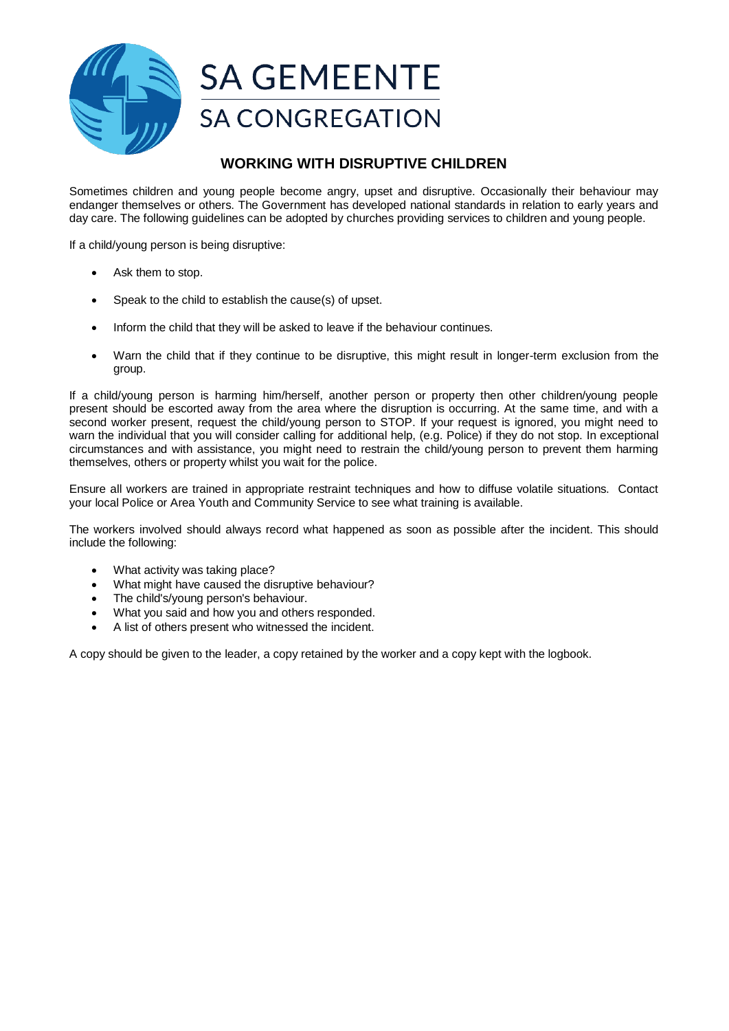SA GEMEENTE

SA CONGREGATION

## WORKING WITH DISRUPTIVE CHILDREN

Sometimes children and young people become angry, upset and disruptive. Occasionally their behaviour may endanger themselves or others. The Government has developed national standards in relation to early years and day care. The following guidelines can be adopted by churches providing services to children and young people.

If a child/young person is being disruptive:

- Ask them to stop.
- Speak to the child to establish the cause(s) of upset.
- Inform the child that they will be asked to leave if the behaviour continues.
- Warn the child that if they continue to be disruptive, this might result in longer-term exclusion from the group.

If a child/young person is harming him/herself, another person or property then other children/young people present should be escorted away from the area where the disruption is occurring. At the same time, and with a second worker present, request the child/young person to STOP. If your request is ignored, you might need to warn the individual that you will consider calling for additional help, (e.g. Police) if they do not stop. In exceptional circumstances and with assistance, you might need to restrain the child/young person to prevent them harming themselves, others or property whilst you wait for the police.

Ensure all workers are trained in appropriate restraint techniques and how to diffuse volatile situations. Contact your local Police or Area Youth and Community Service to see what training is available.

The workers involved should always record what happened as soon as possible after the incident. This should include the following:

- What activity was taking place?
- What might have caused the disruptive behaviour?
- The child's/young person's behaviour.
- What you said and how you and others responded.
- A list of others present who witnessed the incident.

A copy should be given to the leader, a copy retained by the worker and a copy kept with the logbook.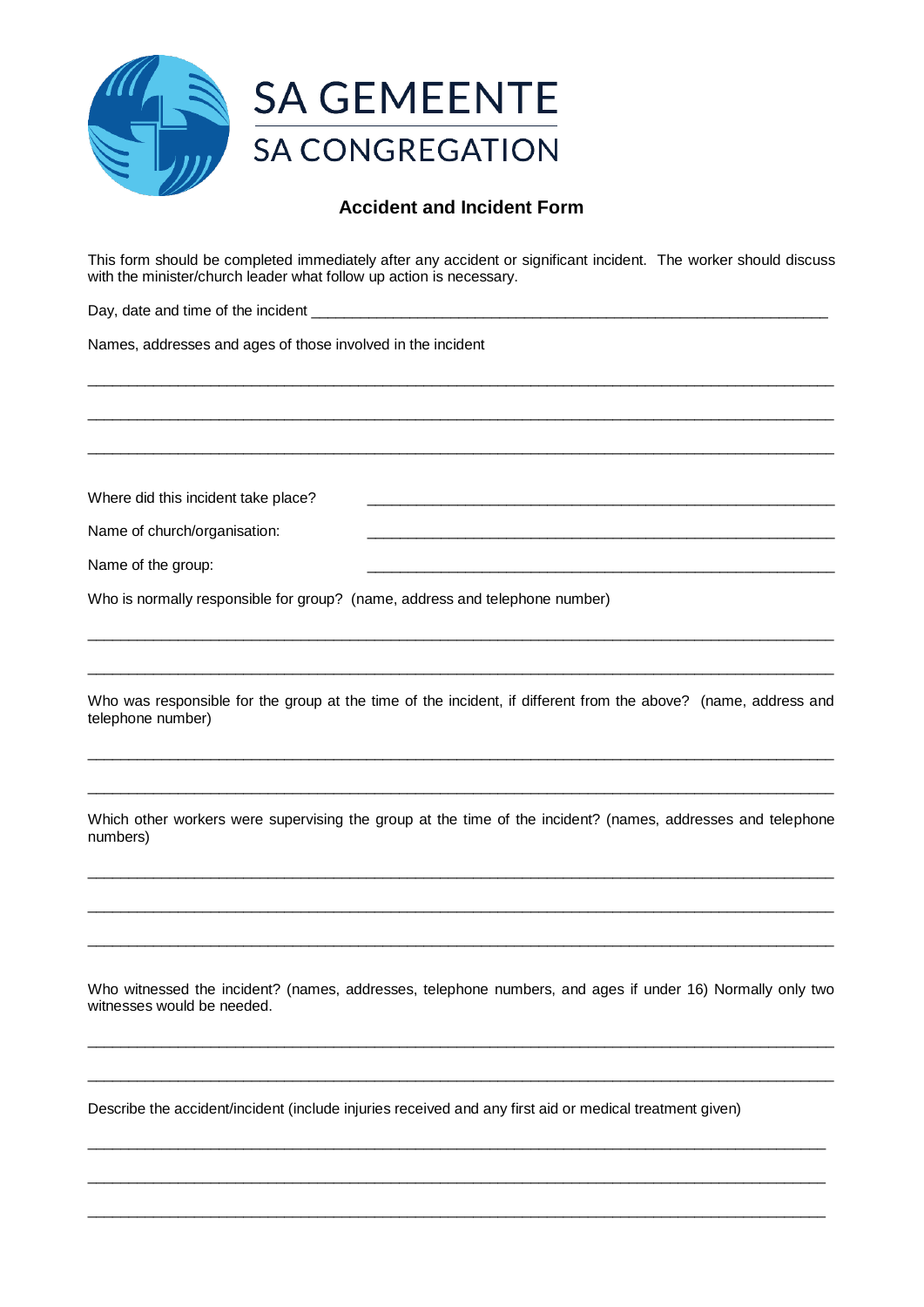SA GEMEENTE
SA CONGREGATION

## Accident and Incident Form

This form should be completed immediately after any accident or significant incident. The worker should discuss with the minister/church leader what follow up action is necessary.

Day, date and time of the incident ___________________________________________________________________

Names, addresses and ages of those involved in the incident

___________________________________________________________________________________________

___________________________________________________________________________________________

___________________________________________________________________________________________

Where did this incident take place? ______________________________________________________

Name of church/organisation: ______________________________________________________

Name of the group: ______________________________________________________

Who is normally responsible for group? (name, address and telephone number)

___________________________________________________________________________________________

___________________________________________________________________________________________

Who was responsible for the group at the time of the incident, if different from the above? (name, address and telephone number)

___________________________________________________________________________________________

___________________________________________________________________________________________

Which other workers were supervising the group at the time of the incident? (names, addresses and telephone numbers)

___________________________________________________________________________________________

___________________________________________________________________________________________

___________________________________________________________________________________________

Who witnessed the incident? (names, addresses, telephone numbers, and ages if under 16) Normally only two witnesses would be needed.

___________________________________________________________________________________________

___________________________________________________________________________________________

Describe the accident/incident (include injuries received and any first aid or medical treatment given)

___________________________________________________________________________________________

___________________________________________________________________________________________

___________________________________________________________________________________________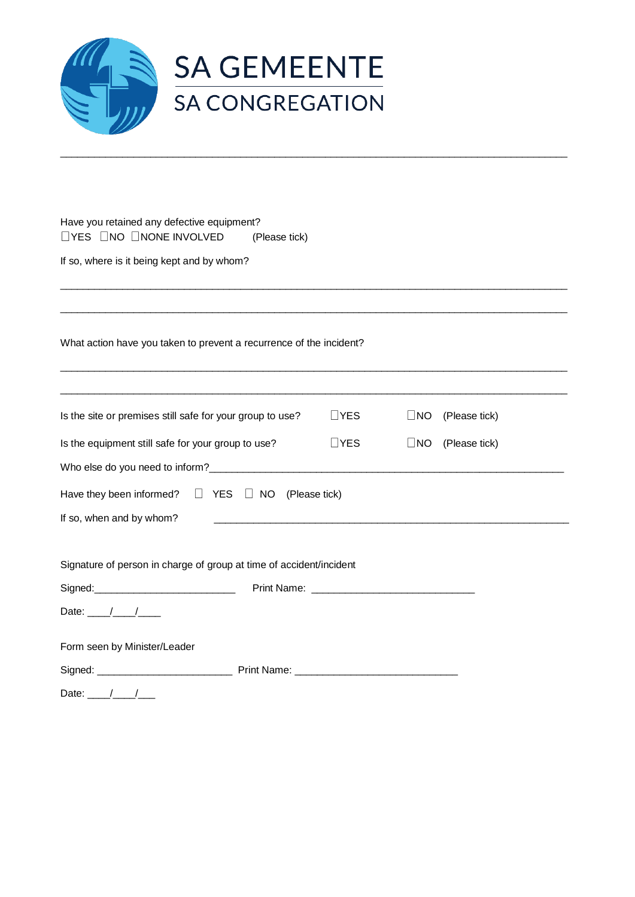SA GEMEENTE

SA CONGREGATION

---

Have you retained any defective equipment?
☐YES ☐NO ☐NONE INVOLVED (Please tick)

If so, where is it being kept and by whom?

___________________________________________________________________________

___________________________________________________________________________

What action have you taken to prevent a recurrence of the incident?

___________________________________________________________________________

___________________________________________________________________________

Is the site or premises still safe for your group to use? ☐YES ☐NO (Please tick)

Is the equipment still safe for your group to use? ☐YES ☐NO (Please tick)

Who else do you need to inform?_____________________________________________________

Have they been informed? ☐ YES ☐ NO (Please tick)

If so, when and by whom? _____________________________________________________

Signature of person in charge of group at time of accident/incident

Signed:________________________ Print Name: ___________________________

Date: ____/____/____

Form seen by Minister/Leader

Signed: _______________________ Print Name: ___________________________

Date: ____/____/___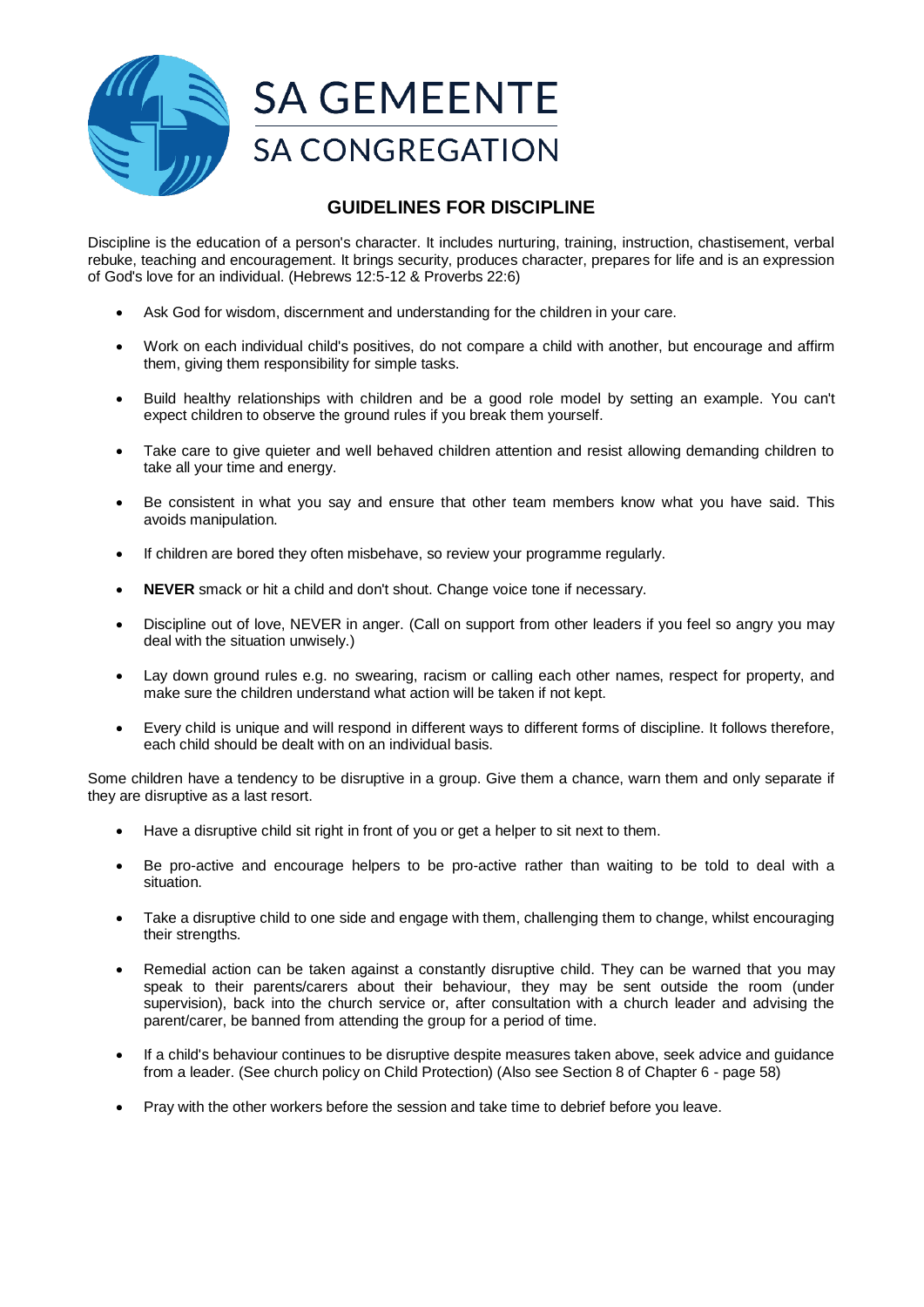SA GEMEENTE

SA CONGREGATION

## GUIDELINES FOR DISCIPLINE

Discipline is the education of a person's character. It includes nurturing, training, instruction, chastisement, verbal rebuke, teaching and encouragement. It brings security, produces character, prepares for life and is an expression of God's love for an individual. (Hebrews 12:5-12 & Proverbs 22:6)

- Ask God for wisdom, discernment and understanding for the children in your care.
- Work on each individual child's positives, do not compare a child with another, but encourage and affirm them, giving them responsibility for simple tasks.
- Build healthy relationships with children and be a good role model by setting an example. You can't expect children to observe the ground rules if you break them yourself.
- Take care to give quieter and well behaved children attention and resist allowing demanding children to take all your time and energy.
- Be consistent in what you say and ensure that other team members know what you have said. This avoids manipulation.
- If children are bored they often misbehave, so review your programme regularly.
- **NEVER** smack or hit a child and don't shout. Change voice tone if necessary.
- Discipline out of love, NEVER in anger. (Call on support from other leaders if you feel so angry you may deal with the situation unwisely.)
- Lay down ground rules e.g. no swearing, racism or calling each other names, respect for property, and make sure the children understand what action will be taken if not kept.
- Every child is unique and will respond in different ways to different forms of discipline. It follows therefore, each child should be dealt with on an individual basis.

Some children have a tendency to be disruptive in a group. Give them a chance, warn them and only separate if they are disruptive as a last resort.

- Have a disruptive child sit right in front of you or get a helper to sit next to them.
- Be pro-active and encourage helpers to be pro-active rather than waiting to be told to deal with a situation.
- Take a disruptive child to one side and engage with them, challenging them to change, whilst encouraging their strengths.
- Remedial action can be taken against a constantly disruptive child. They can be warned that you may speak to their parents/carers about their behaviour, they may be sent outside the room (under supervision), back into the church service or, after consultation with a church leader and advising the parent/carer, be banned from attending the group for a period of time.
- If a child's behaviour continues to be disruptive despite measures taken above, seek advice and guidance from a leader. (See church policy on Child Protection) (Also see Section 8 of Chapter 6 - page 58)
- Pray with the other workers before the session and take time to debrief before you leave.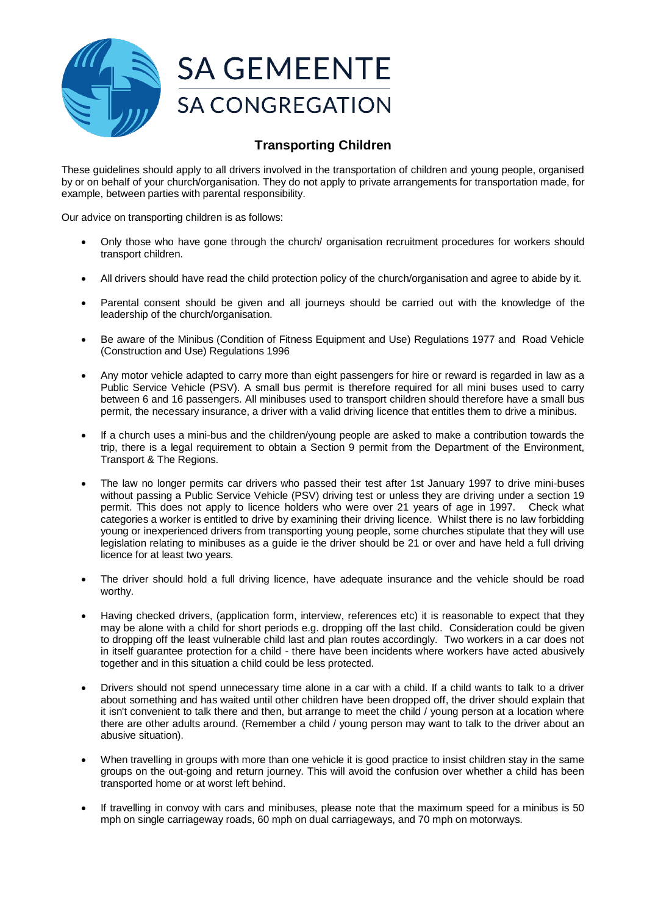# SA GEMEENTE
# SA CONGREGATION

## Transporting Children

These guidelines should apply to all drivers involved in the transportation of children and young people, organised by or on behalf of your church/organisation. They do not apply to private arrangements for transportation made, for example, between parties with parental responsibility.

Our advice on transporting children is as follows:

- Only those who have gone through the church/ organisation recruitment procedures for workers should transport children.
- All drivers should have read the child protection policy of the church/organisation and agree to abide by it.
- Parental consent should be given and all journeys should be carried out with the knowledge of the leadership of the church/organisation.
- Be aware of the Minibus (Condition of Fitness Equipment and Use) Regulations 1977 and Road Vehicle (Construction and Use) Regulations 1996
- Any motor vehicle adapted to carry more than eight passengers for hire or reward is regarded in law as a Public Service Vehicle (PSV). A small bus permit is therefore required for all mini buses used to carry between 6 and 16 passengers. All minibuses used to transport children should therefore have a small bus permit, the necessary insurance, a driver with a valid driving licence that entitles them to drive a minibus.
- If a church uses a mini-bus and the children/young people are asked to make a contribution towards the trip, there is a legal requirement to obtain a Section 9 permit from the Department of the Environment, Transport & The Regions.
- The law no longer permits car drivers who passed their test after 1st January 1997 to drive mini-buses without passing a Public Service Vehicle (PSV) driving test or unless they are driving under a section 19 permit. This does not apply to licence holders who were over 21 years of age in 1997. Check what categories a worker is entitled to drive by examining their driving licence. Whilst there is no law forbidding young or inexperienced drivers from transporting young people, some churches stipulate that they will use legislation relating to minibuses as a guide ie the driver should be 21 or over and have held a full driving licence for at least two years.
- The driver should hold a full driving licence, have adequate insurance and the vehicle should be road worthy.
- Having checked drivers, (application form, interview, references etc) it is reasonable to expect that they may be alone with a child for short periods e.g. dropping off the last child. Consideration could be given to dropping off the least vulnerable child last and plan routes accordingly. Two workers in a car does not in itself guarantee protection for a child - there have been incidents where workers have acted abusively together and in this situation a child could be less protected.
- Drivers should not spend unnecessary time alone in a car with a child. If a child wants to talk to a driver about something and has waited until other children have been dropped off, the driver should explain that it isn't convenient to talk there and then, but arrange to meet the child / young person at a location where there are other adults around. (Remember a child / young person may want to talk to the driver about an abusive situation).
- When travelling in groups with more than one vehicle it is good practice to insist children stay in the same groups on the out-going and return journey. This will avoid the confusion over whether a child has been transported home or at worst left behind.
- If travelling in convoy with cars and minibuses, please note that the maximum speed for a minibus is 50 mph on single carriageway roads, 60 mph on dual carriageways, and 70 mph on motorways.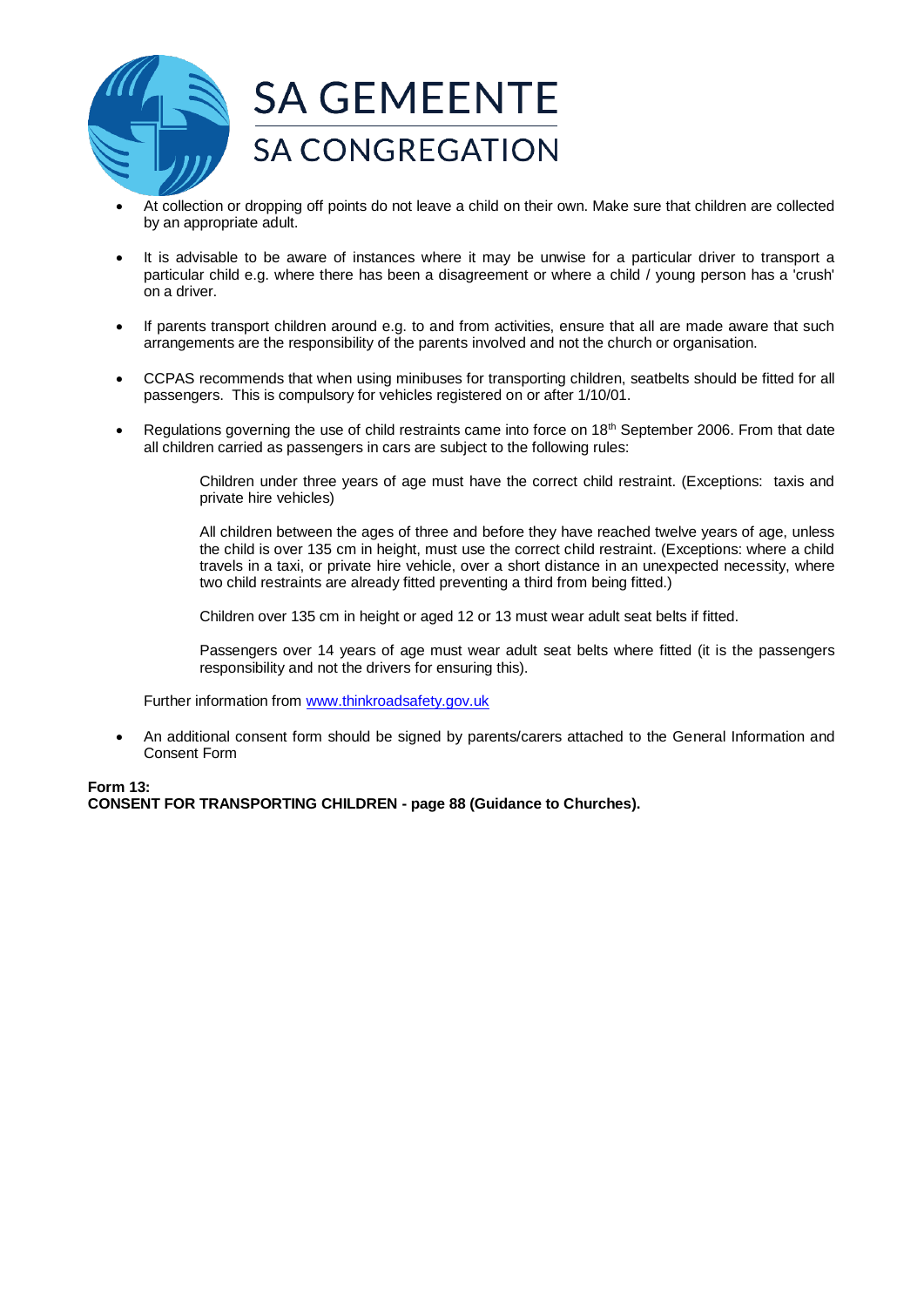- At collection or dropping off points do not leave a child on their own. Make sure that children are collected by an appropriate adult.

- It is advisable to be aware of instances where it may be unwise for a particular driver to transport a particular child e.g. where there has been a disagreement or where a child / young person has a 'crush' on a driver.

- If parents transport children around e.g. to and from activities, ensure that all are made aware that such arrangements are the responsibility of the parents involved and not the church or organisation.

- CCPAS recommends that when using minibuses for transporting children, seatbelts should be fitted for all passengers. This is compulsory for vehicles registered on or after 1/10/01.

- Regulations governing the use of child restraints came into force on 18th September 2006. From that date all children carried as passengers in cars are subject to the following rules:

  Children under three years of age must have the correct child restraint. (Exceptions: taxis and private hire vehicles)

  All children between the ages of three and before they have reached twelve years of age, unless the child is over 135 cm in height, must use the correct child restraint. (Exceptions: where a child travels in a taxi, or private hire vehicle, over a short distance in an unexpected necessity, where two child restraints are already fitted preventing a third from being fitted.)

  Children over 135 cm in height or aged 12 or 13 must wear adult seat belts if fitted.

  Passengers over 14 years of age must wear adult seat belts where fitted (it is the passengers responsibility and not the drivers for ensuring this).

  Further information from www.thinkroadsafety.gov.uk

- An additional consent form should be signed by parents/carers attached to the General Information and Consent Form

**Form 13:**
**CONSENT FOR TRANSPORTING CHILDREN - page 88 (Guidance to Churches).**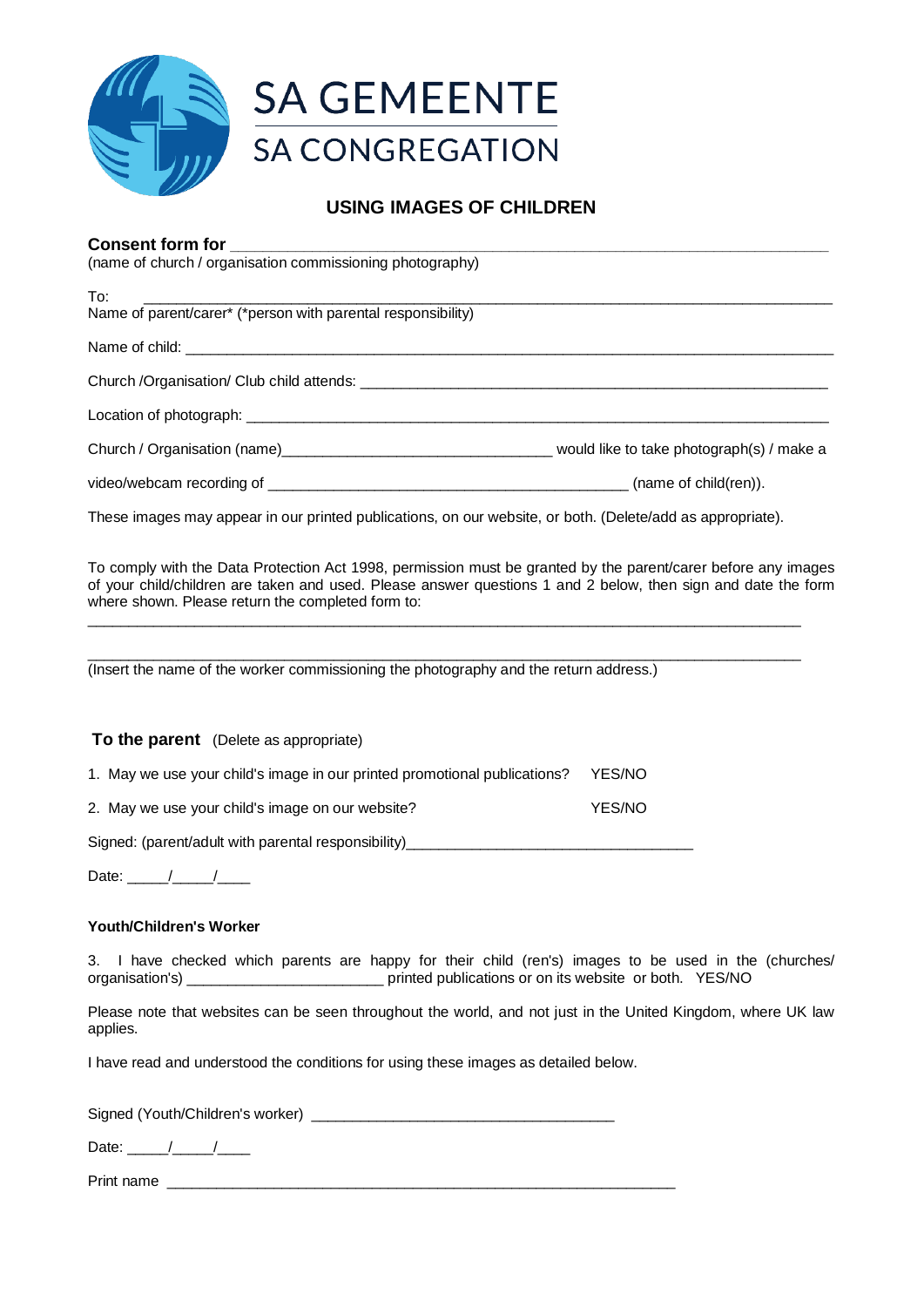SA GEMEENTE

SA CONGREGATION

## USING IMAGES OF CHILDREN

**Consent form for** ___________________________________________________________

(name of church / organisation commissioning photography)

To: ______________________________________________________________________

Name of parent/carer* (*person with parental responsibility)

Name of child: _______________________________________________________________

Church /Organisation/ Club child attends: ______________________________________________

Location of photograph: ________________________________________________________

Church / Organisation (name)________________________________ would like to take photograph(s) / make a

video/webcam recording of __________________________________________ (name of child(ren)).

These images may appear in our printed publications, on our website, or both. (Delete/add as appropriate).

To comply with the Data Protection Act 1998, permission must be granted by the parent/carer before any images of your child/children are taken and used. Please answer questions 1 and 2 below, then sign and date the form where shown. Please return the completed form to:

_______________________________________________________________________________

_______________________________________________________________________________

(Insert the name of the worker commissioning the photography and the return address.)

**To the parent** (Delete as appropriate)

1. May we use your child's image in our printed promotional publications? YES/NO
2. May we use your child's image on our website? YES/NO

Signed: (parent/adult with parental responsibility)___________________________________

Date: _____/_____/____

**Youth/Children's Worker**

3. I have checked which parents are happy for their child (ren's) images to be used in the (churches/ organisation's) _______________________ printed publications or on its website or both. YES/NO

Please note that websites can be seen throughout the world, and not just in the United Kingdom, where UK law applies.

I have read and understood the conditions for using these images as detailed below.

Signed (Youth/Children's worker) ____________________________________

Date: _____/_____/____

Print name ____________________________________________________________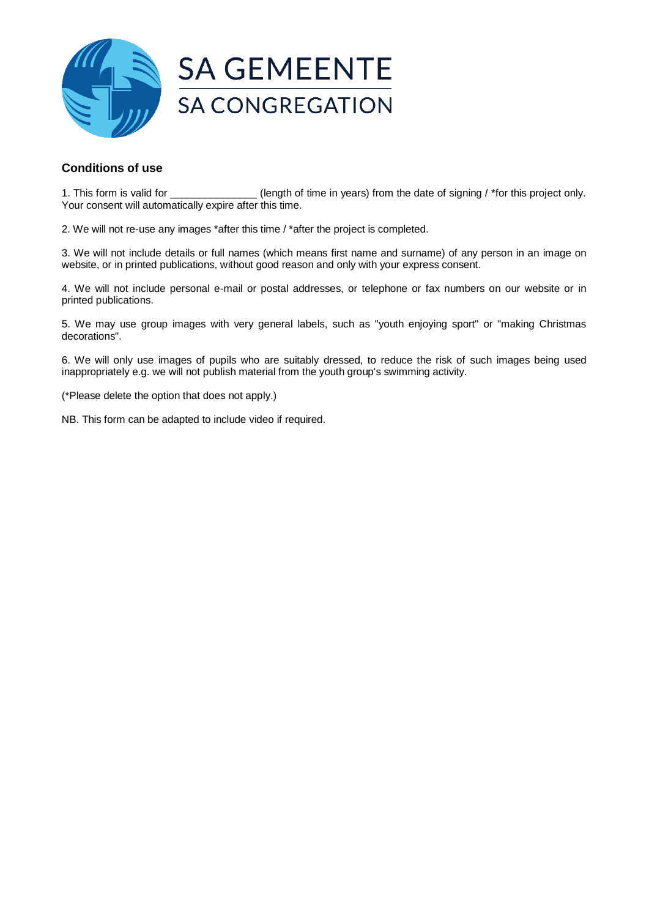SA GEMEENTE

SA CONGREGATION

### Conditions of use

1. This form is valid for _______________ (length of time in years) from the date of signing / *for this project only. Your consent will automatically expire after this time.

2. We will not re-use any images *after this time / *after the project is completed.

3. We will not include details or full names (which means first name and surname) of any person in an image on website, or in printed publications, without good reason and only with your express consent.

4. We will not include personal e-mail or postal addresses, or telephone or fax numbers on our website or in printed publications.

5. We may use group images with very general labels, such as "youth enjoying sport" or "making Christmas decorations".

6. We will only use images of pupils who are suitably dressed, to reduce the risk of such images being used inappropriately e.g. we will not publish material from the youth group's swimming activity.

(*Please delete the option that does not apply.)

NB. This form can be adapted to include video if required.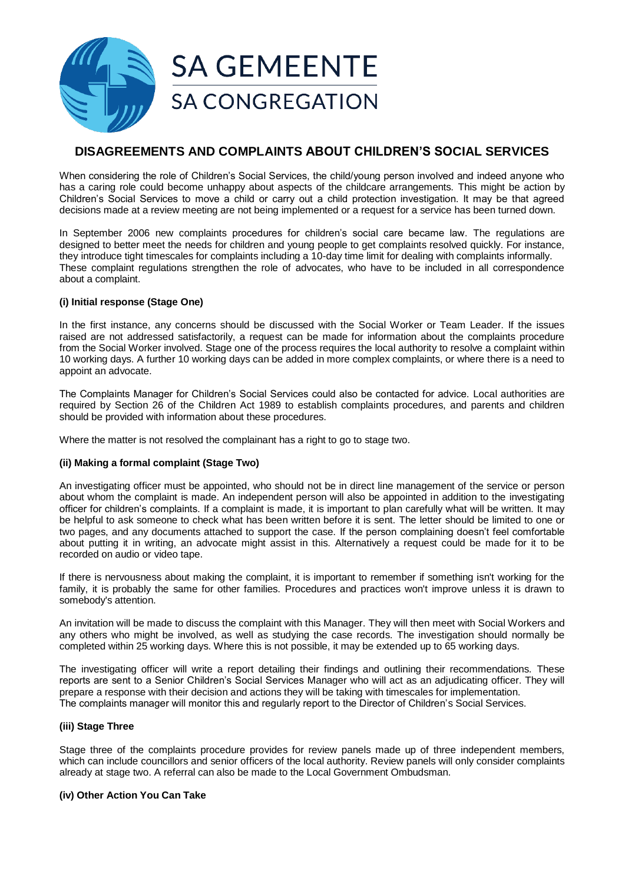# DISAGREEMENTS AND COMPLAINTS ABOUT CHILDREN'S SOCIAL SERVICES

When considering the role of Children's Social Services, the child/young person involved and indeed anyone who has a caring role could become unhappy about aspects of the childcare arrangements. This might be action by Children's Social Services to move a child or carry out a child protection investigation. It may be that agreed decisions made at a review meeting are not being implemented or a request for a service has been turned down.

In September 2006 new complaints procedures for children's social care became law. The regulations are designed to better meet the needs for children and young people to get complaints resolved quickly. For instance, they introduce tight timescales for complaints including a 10-day time limit for dealing with complaints informally. These complaint regulations strengthen the role of advocates, who have to be included in all correspondence about a complaint.

### (i) Initial response (Stage One)

In the first instance, any concerns should be discussed with the Social Worker or Team Leader. If the issues raised are not addressed satisfactorily, a request can be made for information about the complaints procedure from the Social Worker involved. Stage one of the process requires the local authority to resolve a complaint within 10 working days. A further 10 working days can be added in more complex complaints, or where there is a need to appoint an advocate.

The Complaints Manager for Children's Social Services could also be contacted for advice. Local authorities are required by Section 26 of the Children Act 1989 to establish complaints procedures, and parents and children should be provided with information about these procedures.

Where the matter is not resolved the complainant has a right to go to stage two.

### (ii) Making a formal complaint (Stage Two)

An investigating officer must be appointed, who should not be in direct line management of the service or person about whom the complaint is made. An independent person will also be appointed in addition to the investigating officer for children's complaints. If a complaint is made, it is important to plan carefully what will be written. It may be helpful to ask someone to check what has been written before it is sent. The letter should be limited to one or two pages, and any documents attached to support the case. If the person complaining doesn't feel comfortable about putting it in writing, an advocate might assist in this. Alternatively a request could be made for it to be recorded on audio or video tape.

If there is nervousness about making the complaint, it is important to remember if something isn't working for the family, it is probably the same for other families. Procedures and practices won't improve unless it is drawn to somebody's attention.

An invitation will be made to discuss the complaint with this Manager. They will then meet with Social Workers and any others who might be involved, as well as studying the case records. The investigation should normally be completed within 25 working days. Where this is not possible, it may be extended up to 65 working days.

The investigating officer will write a report detailing their findings and outlining their recommendations. These reports are sent to a Senior Children's Social Services Manager who will act as an adjudicating officer. They will prepare a response with their decision and actions they will be taking with timescales for implementation.
The complaints manager will monitor this and regularly report to the Director of Children's Social Services.

### (iii) Stage Three

Stage three of the complaints procedure provides for review panels made up of three independent members, which can include councillors and senior officers of the local authority. Review panels will only consider complaints already at stage two. A referral can also be made to the Local Government Ombudsman.

### (iv) Other Action You Can Take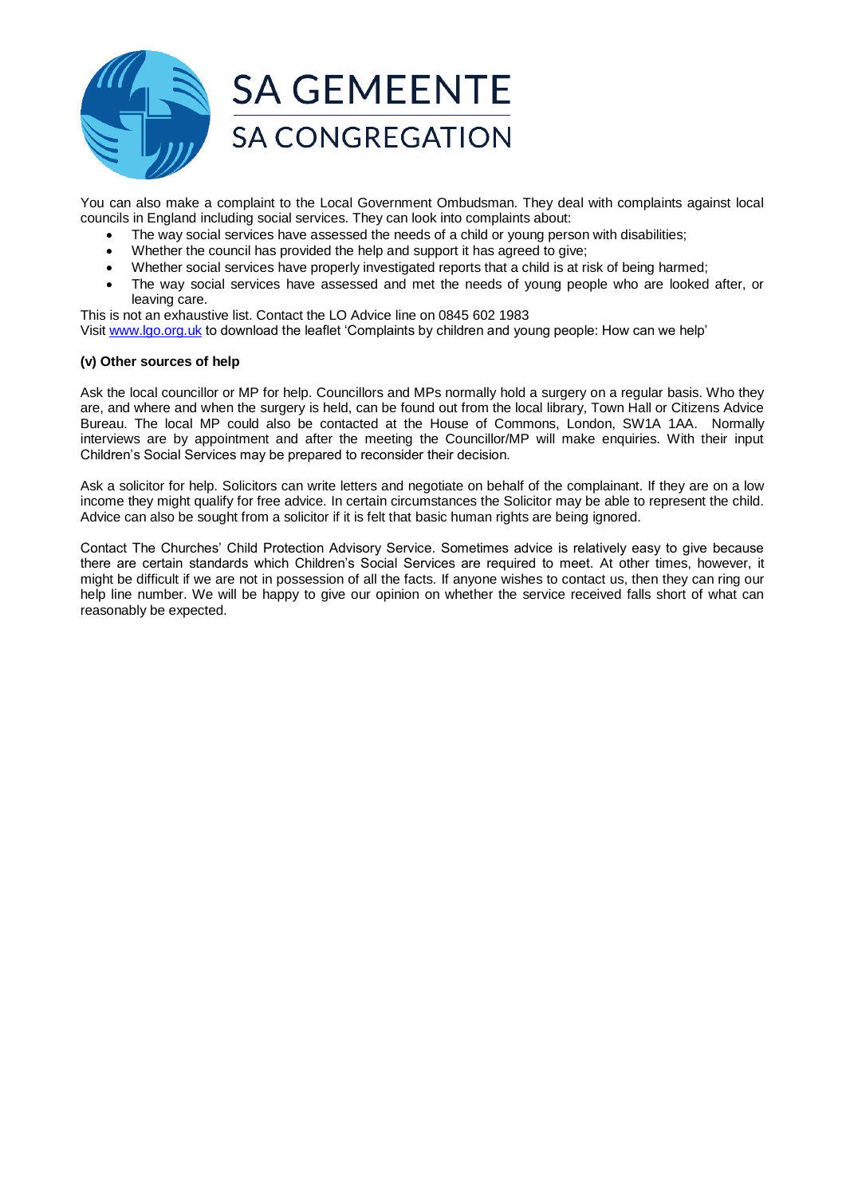You can also make a complaint to the Local Government Ombudsman. They deal with complaints against local councils in England including social services. They can look into complaints about:

- The way social services have assessed the needs of a child or young person with disabilities;
- Whether the council has provided the help and support it has agreed to give;
- Whether social services have properly investigated reports that a child is at risk of being harmed;
- The way social services have assessed and met the needs of young people who are looked after, or leaving care.

This is not an exhaustive list. Contact the LO Advice line on 0845 602 1983

Visit [www.lgo.org.uk](http://www.lgo.org.uk) to download the leaflet 'Complaints by children and young people: How can we help'

**(v) Other sources of help**

Ask the local councillor or MP for help. Councillors and MPs normally hold a surgery on a regular basis. Who they are, and where and when the surgery is held, can be found out from the local library, Town Hall or Citizens Advice Bureau. The local MP could also be contacted at the House of Commons, London, SW1A 1AA. Normally interviews are by appointment and after the meeting the Councillor/MP will make enquiries. With their input Children's Social Services may be prepared to reconsider their decision.

Ask a solicitor for help. Solicitors can write letters and negotiate on behalf of the complainant. If they are on a low income they might qualify for free advice. In certain circumstances the Solicitor may be able to represent the child. Advice can also be sought from a solicitor if it is felt that basic human rights are being ignored.

Contact The Churches' Child Protection Advisory Service. Sometimes advice is relatively easy to give because there are certain standards which Children's Social Services are required to meet. At other times, however, it might be difficult if we are not in possession of all the facts. If anyone wishes to contact us, then they can ring our help line number. We will be happy to give our opinion on whether the service received falls short of what can reasonably be expected.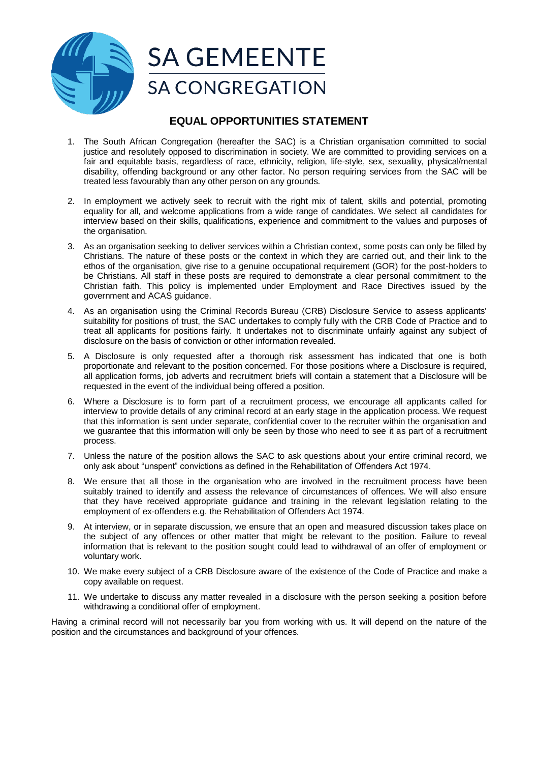SA GEMEENTE

SA CONGREGATION

## EQUAL OPPORTUNITIES STATEMENT

1. The South African Congregation (hereafter the SAC) is a Christian organisation committed to social justice and resolutely opposed to discrimination in society. We are committed to providing services on a fair and equitable basis, regardless of race, ethnicity, religion, life-style, sex, sexuality, physical/mental disability, offending background or any other factor. No person requiring services from the SAC will be treated less favourably than any other person on any grounds.

2. In employment we actively seek to recruit with the right mix of talent, skills and potential, promoting equality for all, and welcome applications from a wide range of candidates. We select all candidates for interview based on their skills, qualifications, experience and commitment to the values and purposes of the organisation.

3. As an organisation seeking to deliver services within a Christian context, some posts can only be filled by Christians. The nature of these posts or the context in which they are carried out, and their link to the ethos of the organisation, give rise to a genuine occupational requirement (GOR) for the post-holders to be Christians. All staff in these posts are required to demonstrate a clear personal commitment to the Christian faith. This policy is implemented under Employment and Race Directives issued by the government and ACAS guidance.

4. As an organisation using the Criminal Records Bureau (CRB) Disclosure Service to assess applicants' suitability for positions of trust, the SAC undertakes to comply fully with the CRB Code of Practice and to treat all applicants for positions fairly. It undertakes not to discriminate unfairly against any subject of disclosure on the basis of conviction or other information revealed.

5. A Disclosure is only requested after a thorough risk assessment has indicated that one is both proportionate and relevant to the position concerned. For those positions where a Disclosure is required, all application forms, job adverts and recruitment briefs will contain a statement that a Disclosure will be requested in the event of the individual being offered a position.

6. Where a Disclosure is to form part of a recruitment process, we encourage all applicants called for interview to provide details of any criminal record at an early stage in the application process. We request that this information is sent under separate, confidential cover to the recruiter within the organisation and we guarantee that this information will only be seen by those who need to see it as part of a recruitment process.

7. Unless the nature of the position allows the SAC to ask questions about your entire criminal record, we only ask about "unspent" convictions as defined in the Rehabilitation of Offenders Act 1974.

8. We ensure that all those in the organisation who are involved in the recruitment process have been suitably trained to identify and assess the relevance of circumstances of offences. We will also ensure that they have received appropriate guidance and training in the relevant legislation relating to the employment of ex-offenders e.g. the Rehabilitation of Offenders Act 1974.

9. At interview, or in separate discussion, we ensure that an open and measured discussion takes place on the subject of any offences or other matter that might be relevant to the position. Failure to reveal information that is relevant to the position sought could lead to withdrawal of an offer of employment or voluntary work.

10. We make every subject of a CRB Disclosure aware of the existence of the Code of Practice and make a copy available on request.

11. We undertake to discuss any matter revealed in a disclosure with the person seeking a position before withdrawing a conditional offer of employment.

Having a criminal record will not necessarily bar you from working with us. It will depend on the nature of the position and the circumstances and background of your offences.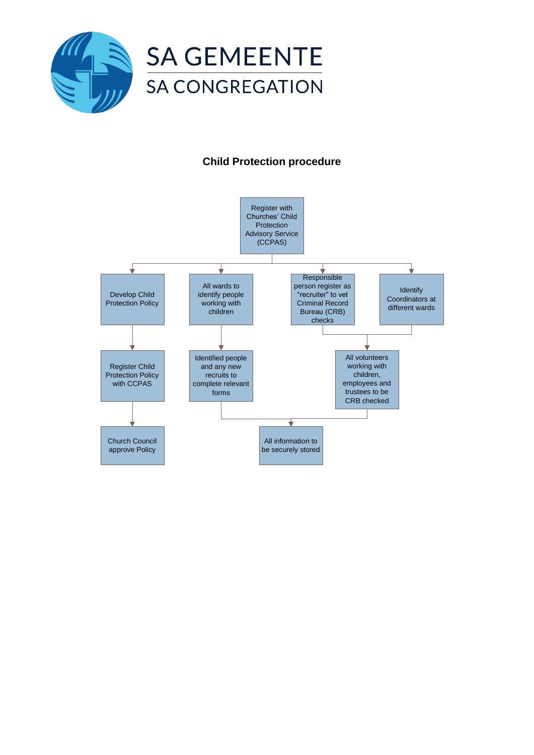SA GEMEENTE

SA CONGREGATION

## Child Protection procedure

Register with Churches' Child Protection Advisory Service (CCPAS)

Develop Child Protection Policy

All wards to identify people working with children

Responsible person register as "recruiter" to vet Criminal Record Bureau (CRB) checks

Identify Coordinators at different wards

Register Child Protection Policy with CCPAS

Identified people and any new recruits to complete relevant forms

All volunteers working with children, employees and trustees to be CRB checked

Church Council approve Policy

All information to be securely stored